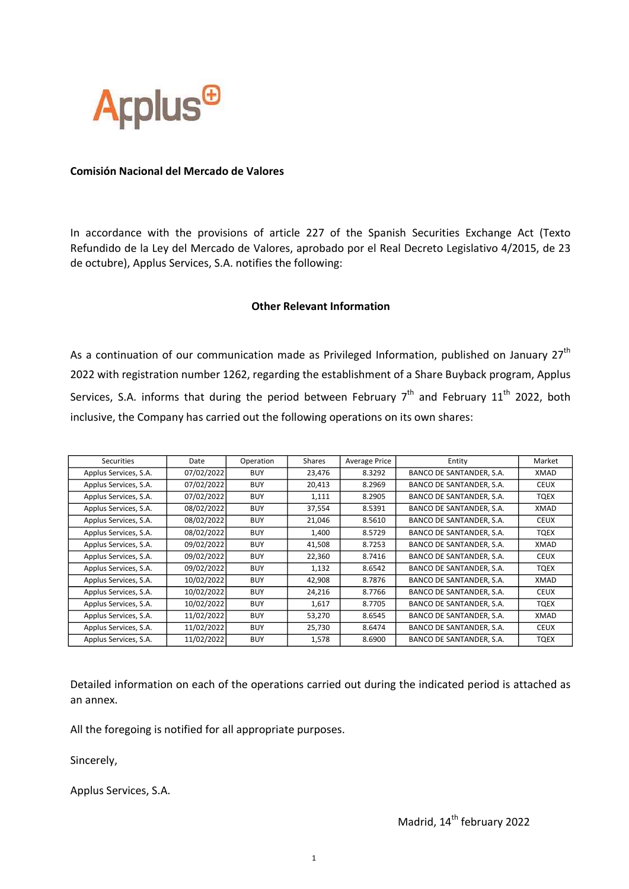Applus

**Comisión Nacional del Mercado de Valores**

In accordance with the provisions of article 227 of the Spanish Securities Exchange Act (Texto Refundido de la Ley del Mercado de Valores, aprobado por el Real Decreto Legislativo 4/2015, de 23 de octubre), Applus Services, S.A. notifies the following:

**Other Relevant Information**

As a continuation of our communication made as Privileged Information, published on January 27th 2022 with registration number 1262, regarding the establishment of a Share Buyback program, Applus Services, S.A. informs that during the period between February 7th and February 11th 2022, both inclusive, the Company has carried out the following operations on its own shares:

| Securities | Date | Operation | Shares | Average Price | Entity | Market |
|---|---|---|---|---|---|---|
| Applus Services, S.A. | 07/02/2022 | BUY | 23,476 | 8.3292 | BANCO DE SANTANDER, S.A. | XMAD |
| Applus Services, S.A. | 07/02/2022 | BUY | 20,413 | 8.2969 | BANCO DE SANTANDER, S.A. | CEUX |
| Applus Services, S.A. | 07/02/2022 | BUY | 1,111 | 8.2905 | BANCO DE SANTANDER, S.A. | TQEX |
| Applus Services, S.A. | 08/02/2022 | BUY | 37,554 | 8.5391 | BANCO DE SANTANDER, S.A. | XMAD |
| Applus Services, S.A. | 08/02/2022 | BUY | 21,046 | 8.5610 | BANCO DE SANTANDER, S.A. | CEUX |
| Applus Services, S.A. | 08/02/2022 | BUY | 1,400 | 8.5729 | BANCO DE SANTANDER, S.A. | TQEX |
| Applus Services, S.A. | 09/02/2022 | BUY | 41,508 | 8.7253 | BANCO DE SANTANDER, S.A. | XMAD |
| Applus Services, S.A. | 09/02/2022 | BUY | 22,360 | 8.7416 | BANCO DE SANTANDER, S.A. | CEUX |
| Applus Services, S.A. | 09/02/2022 | BUY | 1,132 | 8.6542 | BANCO DE SANTANDER, S.A. | TQEX |
| Applus Services, S.A. | 10/02/2022 | BUY | 42,908 | 8.7876 | BANCO DE SANTANDER, S.A. | XMAD |
| Applus Services, S.A. | 10/02/2022 | BUY | 24,216 | 8.7766 | BANCO DE SANTANDER, S.A. | CEUX |
| Applus Services, S.A. | 10/02/2022 | BUY | 1,617 | 8.7705 | BANCO DE SANTANDER, S.A. | TQEX |
| Applus Services, S.A. | 11/02/2022 | BUY | 53,270 | 8.6545 | BANCO DE SANTANDER, S.A. | XMAD |
| Applus Services, S.A. | 11/02/2022 | BUY | 25,730 | 8.6474 | BANCO DE SANTANDER, S.A. | CEUX |
| Applus Services, S.A. | 11/02/2022 | BUY | 1,578 | 8.6900 | BANCO DE SANTANDER, S.A. | TQEX |

Detailed information on each of the operations carried out during the indicated period is attached as an annex.

All the foregoing is notified for all appropriate purposes.

Sincerely,

Applus Services, S.A.

Madrid, 14th february 2022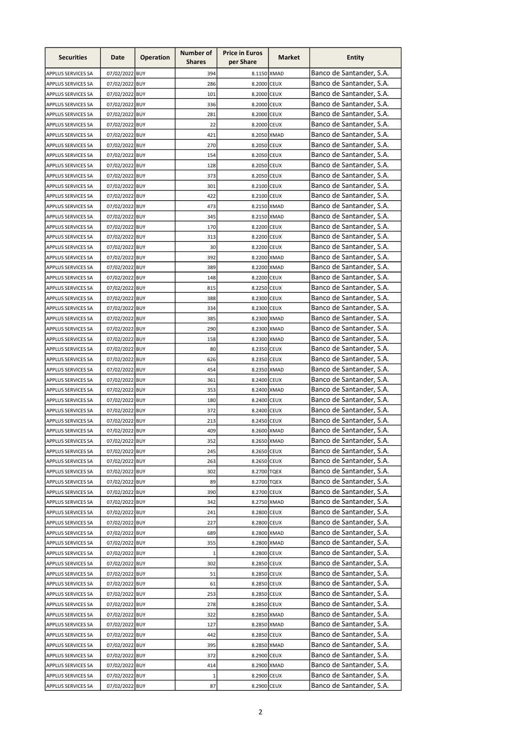| Securities | Date | Operation | Number of Shares | Price in Euros per Share | Market | Entity |
|---|---|---|---|---|---|---|
| APPLUS SERVICES SA | 07/02/2022 | BUY | 394 | 8.1150 | XMAD | Banco de Santander, S.A. |
| APPLUS SERVICES SA | 07/02/2022 | BUY | 286 | 8.2000 | CEUX | Banco de Santander, S.A. |
| APPLUS SERVICES SA | 07/02/2022 | BUY | 101 | 8.2000 | CEUX | Banco de Santander, S.A. |
| APPLUS SERVICES SA | 07/02/2022 | BUY | 336 | 8.2000 | CEUX | Banco de Santander, S.A. |
| APPLUS SERVICES SA | 07/02/2022 | BUY | 281 | 8.2000 | CEUX | Banco de Santander, S.A. |
| APPLUS SERVICES SA | 07/02/2022 | BUY | 22 | 8.2000 | CEUX | Banco de Santander, S.A. |
| APPLUS SERVICES SA | 07/02/2022 | BUY | 421 | 8.2050 | XMAD | Banco de Santander, S.A. |
| APPLUS SERVICES SA | 07/02/2022 | BUY | 270 | 8.2050 | CEUX | Banco de Santander, S.A. |
| APPLUS SERVICES SA | 07/02/2022 | BUY | 154 | 8.2050 | CEUX | Banco de Santander, S.A. |
| APPLUS SERVICES SA | 07/02/2022 | BUY | 128 | 8.2050 | CEUX | Banco de Santander, S.A. |
| APPLUS SERVICES SA | 07/02/2022 | BUY | 373 | 8.2050 | CEUX | Banco de Santander, S.A. |
| APPLUS SERVICES SA | 07/02/2022 | BUY | 301 | 8.2100 | CEUX | Banco de Santander, S.A. |
| APPLUS SERVICES SA | 07/02/2022 | BUY | 422 | 8.2100 | CEUX | Banco de Santander, S.A. |
| APPLUS SERVICES SA | 07/02/2022 | BUY | 473 | 8.2150 | XMAD | Banco de Santander, S.A. |
| APPLUS SERVICES SA | 07/02/2022 | BUY | 345 | 8.2150 | XMAD | Banco de Santander, S.A. |
| APPLUS SERVICES SA | 07/02/2022 | BUY | 170 | 8.2200 | CEUX | Banco de Santander, S.A. |
| APPLUS SERVICES SA | 07/02/2022 | BUY | 313 | 8.2200 | CEUX | Banco de Santander, S.A. |
| APPLUS SERVICES SA | 07/02/2022 | BUY | 30 | 8.2200 | CEUX | Banco de Santander, S.A. |
| APPLUS SERVICES SA | 07/02/2022 | BUY | 392 | 8.2200 | XMAD | Banco de Santander, S.A. |
| APPLUS SERVICES SA | 07/02/2022 | BUY | 389 | 8.2200 | XMAD | Banco de Santander, S.A. |
| APPLUS SERVICES SA | 07/02/2022 | BUY | 148 | 8.2200 | CEUX | Banco de Santander, S.A. |
| APPLUS SERVICES SA | 07/02/2022 | BUY | 815 | 8.2250 | CEUX | Banco de Santander, S.A. |
| APPLUS SERVICES SA | 07/02/2022 | BUY | 388 | 8.2300 | CEUX | Banco de Santander, S.A. |
| APPLUS SERVICES SA | 07/02/2022 | BUY | 334 | 8.2300 | CEUX | Banco de Santander, S.A. |
| APPLUS SERVICES SA | 07/02/2022 | BUY | 385 | 8.2300 | XMAD | Banco de Santander, S.A. |
| APPLUS SERVICES SA | 07/02/2022 | BUY | 290 | 8.2300 | XMAD | Banco de Santander, S.A. |
| APPLUS SERVICES SA | 07/02/2022 | BUY | 158 | 8.2300 | XMAD | Banco de Santander, S.A. |
| APPLUS SERVICES SA | 07/02/2022 | BUY | 80 | 8.2350 | CEUX | Banco de Santander, S.A. |
| APPLUS SERVICES SA | 07/02/2022 | BUY | 626 | 8.2350 | CEUX | Banco de Santander, S.A. |
| APPLUS SERVICES SA | 07/02/2022 | BUY | 454 | 8.2350 | XMAD | Banco de Santander, S.A. |
| APPLUS SERVICES SA | 07/02/2022 | BUY | 361 | 8.2400 | CEUX | Banco de Santander, S.A. |
| APPLUS SERVICES SA | 07/02/2022 | BUY | 353 | 8.2400 | XMAD | Banco de Santander, S.A. |
| APPLUS SERVICES SA | 07/02/2022 | BUY | 180 | 8.2400 | CEUX | Banco de Santander, S.A. |
| APPLUS SERVICES SA | 07/02/2022 | BUY | 372 | 8.2400 | CEUX | Banco de Santander, S.A. |
| APPLUS SERVICES SA | 07/02/2022 | BUY | 213 | 8.2450 | CEUX | Banco de Santander, S.A. |
| APPLUS SERVICES SA | 07/02/2022 | BUY | 409 | 8.2600 | XMAD | Banco de Santander, S.A. |
| APPLUS SERVICES SA | 07/02/2022 | BUY | 352 | 8.2650 | XMAD | Banco de Santander, S.A. |
| APPLUS SERVICES SA | 07/02/2022 | BUY | 245 | 8.2650 | CEUX | Banco de Santander, S.A. |
| APPLUS SERVICES SA | 07/02/2022 | BUY | 263 | 8.2650 | CEUX | Banco de Santander, S.A. |
| APPLUS SERVICES SA | 07/02/2022 | BUY | 302 | 8.2700 | TQEX | Banco de Santander, S.A. |
| APPLUS SERVICES SA | 07/02/2022 | BUY | 89 | 8.2700 | TQEX | Banco de Santander, S.A. |
| APPLUS SERVICES SA | 07/02/2022 | BUY | 390 | 8.2700 | CEUX | Banco de Santander, S.A. |
| APPLUS SERVICES SA | 07/02/2022 | BUY | 342 | 8.2750 | XMAD | Banco de Santander, S.A. |
| APPLUS SERVICES SA | 07/02/2022 | BUY | 241 | 8.2800 | CEUX | Banco de Santander, S.A. |
| APPLUS SERVICES SA | 07/02/2022 | BUY | 227 | 8.2800 | CEUX | Banco de Santander, S.A. |
| APPLUS SERVICES SA | 07/02/2022 | BUY | 689 | 8.2800 | XMAD | Banco de Santander, S.A. |
| APPLUS SERVICES SA | 07/02/2022 | BUY | 355 | 8.2800 | XMAD | Banco de Santander, S.A. |
| APPLUS SERVICES SA | 07/02/2022 | BUY | 1 | 8.2800 | CEUX | Banco de Santander, S.A. |
| APPLUS SERVICES SA | 07/02/2022 | BUY | 302 | 8.2850 | CEUX | Banco de Santander, S.A. |
| APPLUS SERVICES SA | 07/02/2022 | BUY | 51 | 8.2850 | CEUX | Banco de Santander, S.A. |
| APPLUS SERVICES SA | 07/02/2022 | BUY | 61 | 8.2850 | CEUX | Banco de Santander, S.A. |
| APPLUS SERVICES SA | 07/02/2022 | BUY | 253 | 8.2850 | CEUX | Banco de Santander, S.A. |
| APPLUS SERVICES SA | 07/02/2022 | BUY | 278 | 8.2850 | CEUX | Banco de Santander, S.A. |
| APPLUS SERVICES SA | 07/02/2022 | BUY | 322 | 8.2850 | XMAD | Banco de Santander, S.A. |
| APPLUS SERVICES SA | 07/02/2022 | BUY | 127 | 8.2850 | XMAD | Banco de Santander, S.A. |
| APPLUS SERVICES SA | 07/02/2022 | BUY | 442 | 8.2850 | CEUX | Banco de Santander, S.A. |
| APPLUS SERVICES SA | 07/02/2022 | BUY | 395 | 8.2850 | XMAD | Banco de Santander, S.A. |
| APPLUS SERVICES SA | 07/02/2022 | BUY | 372 | 8.2900 | CEUX | Banco de Santander, S.A. |
| APPLUS SERVICES SA | 07/02/2022 | BUY | 414 | 8.2900 | XMAD | Banco de Santander, S.A. |
| APPLUS SERVICES SA | 07/02/2022 | BUY | 1 | 8.2900 | CEUX | Banco de Santander, S.A. |
| APPLUS SERVICES SA | 07/02/2022 | BUY | 87 | 8.2900 | CEUX | Banco de Santander, S.A. |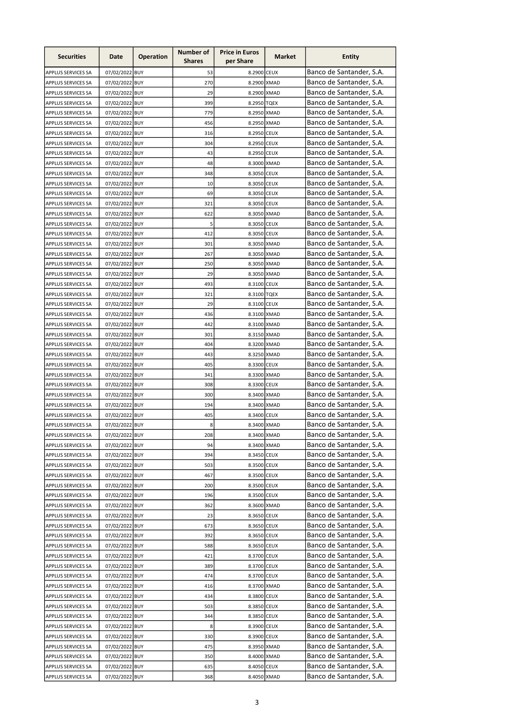| Securities | Date | Operation | Number of Shares | Price in Euros per Share | Market | Entity |
|---|---|---|---|---|---|---|
| APPLUS SERVICES SA | 07/02/2022 | BUY | 53 | 8.2900 | CEUX | Banco de Santander, S.A. |
| APPLUS SERVICES SA | 07/02/2022 | BUY | 270 | 8.2900 | XMAD | Banco de Santander, S.A. |
| APPLUS SERVICES SA | 07/02/2022 | BUY | 29 | 8.2900 | XMAD | Banco de Santander, S.A. |
| APPLUS SERVICES SA | 07/02/2022 | BUY | 399 | 8.2950 | TQEX | Banco de Santander, S.A. |
| APPLUS SERVICES SA | 07/02/2022 | BUY | 779 | 8.2950 | XMAD | Banco de Santander, S.A. |
| APPLUS SERVICES SA | 07/02/2022 | BUY | 456 | 8.2950 | XMAD | Banco de Santander, S.A. |
| APPLUS SERVICES SA | 07/02/2022 | BUY | 316 | 8.2950 | CEUX | Banco de Santander, S.A. |
| APPLUS SERVICES SA | 07/02/2022 | BUY | 304 | 8.2950 | CEUX | Banco de Santander, S.A. |
| APPLUS SERVICES SA | 07/02/2022 | BUY | 43 | 8.2950 | CEUX | Banco de Santander, S.A. |
| APPLUS SERVICES SA | 07/02/2022 | BUY | 48 | 8.3000 | XMAD | Banco de Santander, S.A. |
| APPLUS SERVICES SA | 07/02/2022 | BUY | 348 | 8.3050 | CEUX | Banco de Santander, S.A. |
| APPLUS SERVICES SA | 07/02/2022 | BUY | 10 | 8.3050 | CEUX | Banco de Santander, S.A. |
| APPLUS SERVICES SA | 07/02/2022 | BUY | 69 | 8.3050 | CEUX | Banco de Santander, S.A. |
| APPLUS SERVICES SA | 07/02/2022 | BUY | 321 | 8.3050 | CEUX | Banco de Santander, S.A. |
| APPLUS SERVICES SA | 07/02/2022 | BUY | 622 | 8.3050 | XMAD | Banco de Santander, S.A. |
| APPLUS SERVICES SA | 07/02/2022 | BUY | 5 | 8.3050 | CEUX | Banco de Santander, S.A. |
| APPLUS SERVICES SA | 07/02/2022 | BUY | 412 | 8.3050 | CEUX | Banco de Santander, S.A. |
| APPLUS SERVICES SA | 07/02/2022 | BUY | 301 | 8.3050 | XMAD | Banco de Santander, S.A. |
| APPLUS SERVICES SA | 07/02/2022 | BUY | 267 | 8.3050 | XMAD | Banco de Santander, S.A. |
| APPLUS SERVICES SA | 07/02/2022 | BUY | 250 | 8.3050 | XMAD | Banco de Santander, S.A. |
| APPLUS SERVICES SA | 07/02/2022 | BUY | 29 | 8.3050 | XMAD | Banco de Santander, S.A. |
| APPLUS SERVICES SA | 07/02/2022 | BUY | 493 | 8.3100 | CEUX | Banco de Santander, S.A. |
| APPLUS SERVICES SA | 07/02/2022 | BUY | 321 | 8.3100 | TQEX | Banco de Santander, S.A. |
| APPLUS SERVICES SA | 07/02/2022 | BUY | 29 | 8.3100 | CEUX | Banco de Santander, S.A. |
| APPLUS SERVICES SA | 07/02/2022 | BUY | 436 | 8.3100 | XMAD | Banco de Santander, S.A. |
| APPLUS SERVICES SA | 07/02/2022 | BUY | 442 | 8.3100 | XMAD | Banco de Santander, S.A. |
| APPLUS SERVICES SA | 07/02/2022 | BUY | 301 | 8.3150 | XMAD | Banco de Santander, S.A. |
| APPLUS SERVICES SA | 07/02/2022 | BUY | 404 | 8.3200 | XMAD | Banco de Santander, S.A. |
| APPLUS SERVICES SA | 07/02/2022 | BUY | 443 | 8.3250 | XMAD | Banco de Santander, S.A. |
| APPLUS SERVICES SA | 07/02/2022 | BUY | 405 | 8.3300 | CEUX | Banco de Santander, S.A. |
| APPLUS SERVICES SA | 07/02/2022 | BUY | 341 | 8.3300 | XMAD | Banco de Santander, S.A. |
| APPLUS SERVICES SA | 07/02/2022 | BUY | 308 | 8.3300 | CEUX | Banco de Santander, S.A. |
| APPLUS SERVICES SA | 07/02/2022 | BUY | 300 | 8.3400 | XMAD | Banco de Santander, S.A. |
| APPLUS SERVICES SA | 07/02/2022 | BUY | 194 | 8.3400 | XMAD | Banco de Santander, S.A. |
| APPLUS SERVICES SA | 07/02/2022 | BUY | 405 | 8.3400 | CEUX | Banco de Santander, S.A. |
| APPLUS SERVICES SA | 07/02/2022 | BUY | 8 | 8.3400 | XMAD | Banco de Santander, S.A. |
| APPLUS SERVICES SA | 07/02/2022 | BUY | 208 | 8.3400 | XMAD | Banco de Santander, S.A. |
| APPLUS SERVICES SA | 07/02/2022 | BUY | 94 | 8.3400 | XMAD | Banco de Santander, S.A. |
| APPLUS SERVICES SA | 07/02/2022 | BUY | 394 | 8.3450 | CEUX | Banco de Santander, S.A. |
| APPLUS SERVICES SA | 07/02/2022 | BUY | 503 | 8.3500 | CEUX | Banco de Santander, S.A. |
| APPLUS SERVICES SA | 07/02/2022 | BUY | 467 | 8.3500 | CEUX | Banco de Santander, S.A. |
| APPLUS SERVICES SA | 07/02/2022 | BUY | 200 | 8.3500 | CEUX | Banco de Santander, S.A. |
| APPLUS SERVICES SA | 07/02/2022 | BUY | 196 | 8.3500 | CEUX | Banco de Santander, S.A. |
| APPLUS SERVICES SA | 07/02/2022 | BUY | 362 | 8.3600 | XMAD | Banco de Santander, S.A. |
| APPLUS SERVICES SA | 07/02/2022 | BUY | 23 | 8.3650 | CEUX | Banco de Santander, S.A. |
| APPLUS SERVICES SA | 07/02/2022 | BUY | 673 | 8.3650 | CEUX | Banco de Santander, S.A. |
| APPLUS SERVICES SA | 07/02/2022 | BUY | 392 | 8.3650 | CEUX | Banco de Santander, S.A. |
| APPLUS SERVICES SA | 07/02/2022 | BUY | 588 | 8.3650 | CEUX | Banco de Santander, S.A. |
| APPLUS SERVICES SA | 07/02/2022 | BUY | 421 | 8.3700 | CEUX | Banco de Santander, S.A. |
| APPLUS SERVICES SA | 07/02/2022 | BUY | 389 | 8.3700 | CEUX | Banco de Santander, S.A. |
| APPLUS SERVICES SA | 07/02/2022 | BUY | 474 | 8.3700 | CEUX | Banco de Santander, S.A. |
| APPLUS SERVICES SA | 07/02/2022 | BUY | 416 | 8.3700 | XMAD | Banco de Santander, S.A. |
| APPLUS SERVICES SA | 07/02/2022 | BUY | 434 | 8.3800 | CEUX | Banco de Santander, S.A. |
| APPLUS SERVICES SA | 07/02/2022 | BUY | 503 | 8.3850 | CEUX | Banco de Santander, S.A. |
| APPLUS SERVICES SA | 07/02/2022 | BUY | 344 | 8.3850 | CEUX | Banco de Santander, S.A. |
| APPLUS SERVICES SA | 07/02/2022 | BUY | 8 | 8.3900 | CEUX | Banco de Santander, S.A. |
| APPLUS SERVICES SA | 07/02/2022 | BUY | 330 | 8.3900 | CEUX | Banco de Santander, S.A. |
| APPLUS SERVICES SA | 07/02/2022 | BUY | 475 | 8.3950 | XMAD | Banco de Santander, S.A. |
| APPLUS SERVICES SA | 07/02/2022 | BUY | 350 | 8.4000 | XMAD | Banco de Santander, S.A. |
| APPLUS SERVICES SA | 07/02/2022 | BUY | 635 | 8.4050 | CEUX | Banco de Santander, S.A. |
| APPLUS SERVICES SA | 07/02/2022 | BUY | 368 | 8.4050 | XMAD | Banco de Santander, S.A. |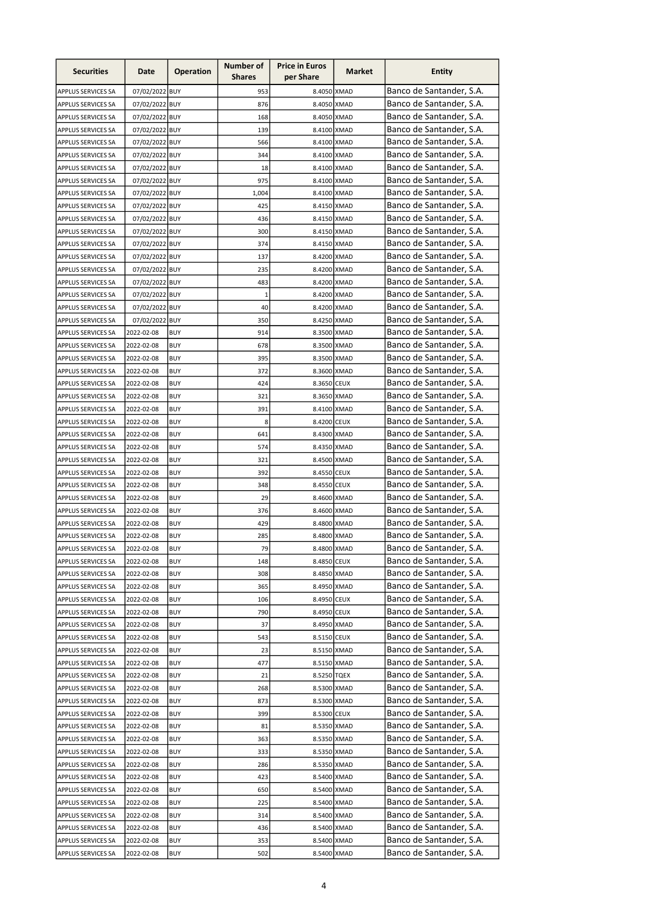| Securities | Date | Operation | Number of Shares | Price in Euros per Share | Market | Entity |
|---|---|---|---|---|---|---|
| APPLUS SERVICES SA | 07/02/2022 | BUY | 953 | 8.4050 | XMAD | Banco de Santander, S.A. |
| APPLUS SERVICES SA | 07/02/2022 | BUY | 876 | 8.4050 | XMAD | Banco de Santander, S.A. |
| APPLUS SERVICES SA | 07/02/2022 | BUY | 168 | 8.4050 | XMAD | Banco de Santander, S.A. |
| APPLUS SERVICES SA | 07/02/2022 | BUY | 139 | 8.4100 | XMAD | Banco de Santander, S.A. |
| APPLUS SERVICES SA | 07/02/2022 | BUY | 566 | 8.4100 | XMAD | Banco de Santander, S.A. |
| APPLUS SERVICES SA | 07/02/2022 | BUY | 344 | 8.4100 | XMAD | Banco de Santander, S.A. |
| APPLUS SERVICES SA | 07/02/2022 | BUY | 18 | 8.4100 | XMAD | Banco de Santander, S.A. |
| APPLUS SERVICES SA | 07/02/2022 | BUY | 975 | 8.4100 | XMAD | Banco de Santander, S.A. |
| APPLUS SERVICES SA | 07/02/2022 | BUY | 1,004 | 8.4100 | XMAD | Banco de Santander, S.A. |
| APPLUS SERVICES SA | 07/02/2022 | BUY | 425 | 8.4150 | XMAD | Banco de Santander, S.A. |
| APPLUS SERVICES SA | 07/02/2022 | BUY | 436 | 8.4150 | XMAD | Banco de Santander, S.A. |
| APPLUS SERVICES SA | 07/02/2022 | BUY | 300 | 8.4150 | XMAD | Banco de Santander, S.A. |
| APPLUS SERVICES SA | 07/02/2022 | BUY | 374 | 8.4150 | XMAD | Banco de Santander, S.A. |
| APPLUS SERVICES SA | 07/02/2022 | BUY | 137 | 8.4200 | XMAD | Banco de Santander, S.A. |
| APPLUS SERVICES SA | 07/02/2022 | BUY | 235 | 8.4200 | XMAD | Banco de Santander, S.A. |
| APPLUS SERVICES SA | 07/02/2022 | BUY | 483 | 8.4200 | XMAD | Banco de Santander, S.A. |
| APPLUS SERVICES SA | 07/02/2022 | BUY | 1 | 8.4200 | XMAD | Banco de Santander, S.A. |
| APPLUS SERVICES SA | 07/02/2022 | BUY | 40 | 8.4200 | XMAD | Banco de Santander, S.A. |
| APPLUS SERVICES SA | 07/02/2022 | BUY | 350 | 8.4250 | XMAD | Banco de Santander, S.A. |
| APPLUS SERVICES SA | 2022-02-08 | BUY | 914 | 8.3500 | XMAD | Banco de Santander, S.A. |
| APPLUS SERVICES SA | 2022-02-08 | BUY | 678 | 8.3500 | XMAD | Banco de Santander, S.A. |
| APPLUS SERVICES SA | 2022-02-08 | BUY | 395 | 8.3500 | XMAD | Banco de Santander, S.A. |
| APPLUS SERVICES SA | 2022-02-08 | BUY | 372 | 8.3600 | XMAD | Banco de Santander, S.A. |
| APPLUS SERVICES SA | 2022-02-08 | BUY | 424 | 8.3650 | CEUX | Banco de Santander, S.A. |
| APPLUS SERVICES SA | 2022-02-08 | BUY | 321 | 8.3650 | XMAD | Banco de Santander, S.A. |
| APPLUS SERVICES SA | 2022-02-08 | BUY | 391 | 8.4100 | XMAD | Banco de Santander, S.A. |
| APPLUS SERVICES SA | 2022-02-08 | BUY | 8 | 8.4200 | CEUX | Banco de Santander, S.A. |
| APPLUS SERVICES SA | 2022-02-08 | BUY | 641 | 8.4300 | XMAD | Banco de Santander, S.A. |
| APPLUS SERVICES SA | 2022-02-08 | BUY | 574 | 8.4350 | XMAD | Banco de Santander, S.A. |
| APPLUS SERVICES SA | 2022-02-08 | BUY | 321 | 8.4500 | XMAD | Banco de Santander, S.A. |
| APPLUS SERVICES SA | 2022-02-08 | BUY | 392 | 8.4550 | CEUX | Banco de Santander, S.A. |
| APPLUS SERVICES SA | 2022-02-08 | BUY | 348 | 8.4550 | CEUX | Banco de Santander, S.A. |
| APPLUS SERVICES SA | 2022-02-08 | BUY | 29 | 8.4600 | XMAD | Banco de Santander, S.A. |
| APPLUS SERVICES SA | 2022-02-08 | BUY | 376 | 8.4600 | XMAD | Banco de Santander, S.A. |
| APPLUS SERVICES SA | 2022-02-08 | BUY | 429 | 8.4800 | XMAD | Banco de Santander, S.A. |
| APPLUS SERVICES SA | 2022-02-08 | BUY | 285 | 8.4800 | XMAD | Banco de Santander, S.A. |
| APPLUS SERVICES SA | 2022-02-08 | BUY | 79 | 8.4800 | XMAD | Banco de Santander, S.A. |
| APPLUS SERVICES SA | 2022-02-08 | BUY | 148 | 8.4850 | CEUX | Banco de Santander, S.A. |
| APPLUS SERVICES SA | 2022-02-08 | BUY | 308 | 8.4850 | XMAD | Banco de Santander, S.A. |
| APPLUS SERVICES SA | 2022-02-08 | BUY | 365 | 8.4950 | XMAD | Banco de Santander, S.A. |
| APPLUS SERVICES SA | 2022-02-08 | BUY | 106 | 8.4950 | CEUX | Banco de Santander, S.A. |
| APPLUS SERVICES SA | 2022-02-08 | BUY | 790 | 8.4950 | CEUX | Banco de Santander, S.A. |
| APPLUS SERVICES SA | 2022-02-08 | BUY | 37 | 8.4950 | XMAD | Banco de Santander, S.A. |
| APPLUS SERVICES SA | 2022-02-08 | BUY | 543 | 8.5150 | CEUX | Banco de Santander, S.A. |
| APPLUS SERVICES SA | 2022-02-08 | BUY | 23 | 8.5150 | XMAD | Banco de Santander, S.A. |
| APPLUS SERVICES SA | 2022-02-08 | BUY | 477 | 8.5150 | XMAD | Banco de Santander, S.A. |
| APPLUS SERVICES SA | 2022-02-08 | BUY | 21 | 8.5250 | TQEX | Banco de Santander, S.A. |
| APPLUS SERVICES SA | 2022-02-08 | BUY | 268 | 8.5300 | XMAD | Banco de Santander, S.A. |
| APPLUS SERVICES SA | 2022-02-08 | BUY | 873 | 8.5300 | XMAD | Banco de Santander, S.A. |
| APPLUS SERVICES SA | 2022-02-08 | BUY | 399 | 8.5300 | CEUX | Banco de Santander, S.A. |
| APPLUS SERVICES SA | 2022-02-08 | BUY | 81 | 8.5350 | XMAD | Banco de Santander, S.A. |
| APPLUS SERVICES SA | 2022-02-08 | BUY | 363 | 8.5350 | XMAD | Banco de Santander, S.A. |
| APPLUS SERVICES SA | 2022-02-08 | BUY | 333 | 8.5350 | XMAD | Banco de Santander, S.A. |
| APPLUS SERVICES SA | 2022-02-08 | BUY | 286 | 8.5350 | XMAD | Banco de Santander, S.A. |
| APPLUS SERVICES SA | 2022-02-08 | BUY | 423 | 8.5400 | XMAD | Banco de Santander, S.A. |
| APPLUS SERVICES SA | 2022-02-08 | BUY | 650 | 8.5400 | XMAD | Banco de Santander, S.A. |
| APPLUS SERVICES SA | 2022-02-08 | BUY | 225 | 8.5400 | XMAD | Banco de Santander, S.A. |
| APPLUS SERVICES SA | 2022-02-08 | BUY | 314 | 8.5400 | XMAD | Banco de Santander, S.A. |
| APPLUS SERVICES SA | 2022-02-08 | BUY | 436 | 8.5400 | XMAD | Banco de Santander, S.A. |
| APPLUS SERVICES SA | 2022-02-08 | BUY | 353 | 8.5400 | XMAD | Banco de Santander, S.A. |
| APPLUS SERVICES SA | 2022-02-08 | BUY | 502 | 8.5400 | XMAD | Banco de Santander, S.A. |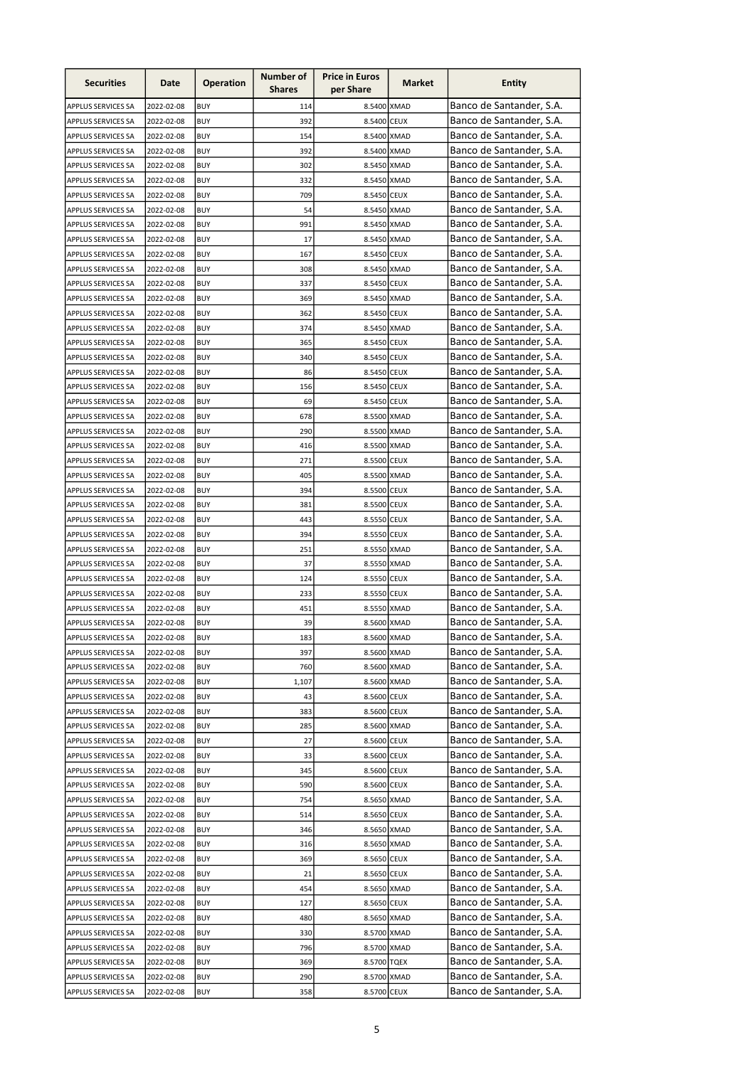| Securities | Date | Operation | Number of Shares | Price in Euros per Share | Market | Entity |
|---|---|---|---|---|---|---|
| APPLUS SERVICES SA | 2022-02-08 | BUY | 114 | 8.5400 | XMAD | Banco de Santander, S.A. |
| APPLUS SERVICES SA | 2022-02-08 | BUY | 392 | 8.5400 | CEUX | Banco de Santander, S.A. |
| APPLUS SERVICES SA | 2022-02-08 | BUY | 154 | 8.5400 | XMAD | Banco de Santander, S.A. |
| APPLUS SERVICES SA | 2022-02-08 | BUY | 392 | 8.5400 | XMAD | Banco de Santander, S.A. |
| APPLUS SERVICES SA | 2022-02-08 | BUY | 302 | 8.5450 | XMAD | Banco de Santander, S.A. |
| APPLUS SERVICES SA | 2022-02-08 | BUY | 332 | 8.5450 | XMAD | Banco de Santander, S.A. |
| APPLUS SERVICES SA | 2022-02-08 | BUY | 709 | 8.5450 | CEUX | Banco de Santander, S.A. |
| APPLUS SERVICES SA | 2022-02-08 | BUY | 54 | 8.5450 | XMAD | Banco de Santander, S.A. |
| APPLUS SERVICES SA | 2022-02-08 | BUY | 991 | 8.5450 | XMAD | Banco de Santander, S.A. |
| APPLUS SERVICES SA | 2022-02-08 | BUY | 17 | 8.5450 | XMAD | Banco de Santander, S.A. |
| APPLUS SERVICES SA | 2022-02-08 | BUY | 167 | 8.5450 | CEUX | Banco de Santander, S.A. |
| APPLUS SERVICES SA | 2022-02-08 | BUY | 308 | 8.5450 | XMAD | Banco de Santander, S.A. |
| APPLUS SERVICES SA | 2022-02-08 | BUY | 337 | 8.5450 | CEUX | Banco de Santander, S.A. |
| APPLUS SERVICES SA | 2022-02-08 | BUY | 369 | 8.5450 | XMAD | Banco de Santander, S.A. |
| APPLUS SERVICES SA | 2022-02-08 | BUY | 362 | 8.5450 | CEUX | Banco de Santander, S.A. |
| APPLUS SERVICES SA | 2022-02-08 | BUY | 374 | 8.5450 | XMAD | Banco de Santander, S.A. |
| APPLUS SERVICES SA | 2022-02-08 | BUY | 365 | 8.5450 | CEUX | Banco de Santander, S.A. |
| APPLUS SERVICES SA | 2022-02-08 | BUY | 340 | 8.5450 | CEUX | Banco de Santander, S.A. |
| APPLUS SERVICES SA | 2022-02-08 | BUY | 86 | 8.5450 | CEUX | Banco de Santander, S.A. |
| APPLUS SERVICES SA | 2022-02-08 | BUY | 156 | 8.5450 | CEUX | Banco de Santander, S.A. |
| APPLUS SERVICES SA | 2022-02-08 | BUY | 69 | 8.5450 | CEUX | Banco de Santander, S.A. |
| APPLUS SERVICES SA | 2022-02-08 | BUY | 678 | 8.5500 | XMAD | Banco de Santander, S.A. |
| APPLUS SERVICES SA | 2022-02-08 | BUY | 290 | 8.5500 | XMAD | Banco de Santander, S.A. |
| APPLUS SERVICES SA | 2022-02-08 | BUY | 416 | 8.5500 | XMAD | Banco de Santander, S.A. |
| APPLUS SERVICES SA | 2022-02-08 | BUY | 271 | 8.5500 | CEUX | Banco de Santander, S.A. |
| APPLUS SERVICES SA | 2022-02-08 | BUY | 405 | 8.5500 | XMAD | Banco de Santander, S.A. |
| APPLUS SERVICES SA | 2022-02-08 | BUY | 394 | 8.5500 | CEUX | Banco de Santander, S.A. |
| APPLUS SERVICES SA | 2022-02-08 | BUY | 381 | 8.5500 | CEUX | Banco de Santander, S.A. |
| APPLUS SERVICES SA | 2022-02-08 | BUY | 443 | 8.5550 | CEUX | Banco de Santander, S.A. |
| APPLUS SERVICES SA | 2022-02-08 | BUY | 394 | 8.5550 | CEUX | Banco de Santander, S.A. |
| APPLUS SERVICES SA | 2022-02-08 | BUY | 251 | 8.5550 | XMAD | Banco de Santander, S.A. |
| APPLUS SERVICES SA | 2022-02-08 | BUY | 37 | 8.5550 | XMAD | Banco de Santander, S.A. |
| APPLUS SERVICES SA | 2022-02-08 | BUY | 124 | 8.5550 | CEUX | Banco de Santander, S.A. |
| APPLUS SERVICES SA | 2022-02-08 | BUY | 233 | 8.5550 | CEUX | Banco de Santander, S.A. |
| APPLUS SERVICES SA | 2022-02-08 | BUY | 451 | 8.5550 | XMAD | Banco de Santander, S.A. |
| APPLUS SERVICES SA | 2022-02-08 | BUY | 39 | 8.5600 | XMAD | Banco de Santander, S.A. |
| APPLUS SERVICES SA | 2022-02-08 | BUY | 183 | 8.5600 | XMAD | Banco de Santander, S.A. |
| APPLUS SERVICES SA | 2022-02-08 | BUY | 397 | 8.5600 | XMAD | Banco de Santander, S.A. |
| APPLUS SERVICES SA | 2022-02-08 | BUY | 760 | 8.5600 | XMAD | Banco de Santander, S.A. |
| APPLUS SERVICES SA | 2022-02-08 | BUY | 1,107 | 8.5600 | XMAD | Banco de Santander, S.A. |
| APPLUS SERVICES SA | 2022-02-08 | BUY | 43 | 8.5600 | CEUX | Banco de Santander, S.A. |
| APPLUS SERVICES SA | 2022-02-08 | BUY | 383 | 8.5600 | CEUX | Banco de Santander, S.A. |
| APPLUS SERVICES SA | 2022-02-08 | BUY | 285 | 8.5600 | XMAD | Banco de Santander, S.A. |
| APPLUS SERVICES SA | 2022-02-08 | BUY | 27 | 8.5600 | CEUX | Banco de Santander, S.A. |
| APPLUS SERVICES SA | 2022-02-08 | BUY | 33 | 8.5600 | CEUX | Banco de Santander, S.A. |
| APPLUS SERVICES SA | 2022-02-08 | BUY | 345 | 8.5600 | CEUX | Banco de Santander, S.A. |
| APPLUS SERVICES SA | 2022-02-08 | BUY | 590 | 8.5600 | CEUX | Banco de Santander, S.A. |
| APPLUS SERVICES SA | 2022-02-08 | BUY | 754 | 8.5650 | XMAD | Banco de Santander, S.A. |
| APPLUS SERVICES SA | 2022-02-08 | BUY | 514 | 8.5650 | CEUX | Banco de Santander, S.A. |
| APPLUS SERVICES SA | 2022-02-08 | BUY | 346 | 8.5650 | XMAD | Banco de Santander, S.A. |
| APPLUS SERVICES SA | 2022-02-08 | BUY | 316 | 8.5650 | XMAD | Banco de Santander, S.A. |
| APPLUS SERVICES SA | 2022-02-08 | BUY | 369 | 8.5650 | CEUX | Banco de Santander, S.A. |
| APPLUS SERVICES SA | 2022-02-08 | BUY | 21 | 8.5650 | CEUX | Banco de Santander, S.A. |
| APPLUS SERVICES SA | 2022-02-08 | BUY | 454 | 8.5650 | XMAD | Banco de Santander, S.A. |
| APPLUS SERVICES SA | 2022-02-08 | BUY | 127 | 8.5650 | CEUX | Banco de Santander, S.A. |
| APPLUS SERVICES SA | 2022-02-08 | BUY | 480 | 8.5650 | XMAD | Banco de Santander, S.A. |
| APPLUS SERVICES SA | 2022-02-08 | BUY | 330 | 8.5700 | XMAD | Banco de Santander, S.A. |
| APPLUS SERVICES SA | 2022-02-08 | BUY | 796 | 8.5700 | XMAD | Banco de Santander, S.A. |
| APPLUS SERVICES SA | 2022-02-08 | BUY | 369 | 8.5700 | TQEX | Banco de Santander, S.A. |
| APPLUS SERVICES SA | 2022-02-08 | BUY | 290 | 8.5700 | XMAD | Banco de Santander, S.A. |
| APPLUS SERVICES SA | 2022-02-08 | BUY | 358 | 8.5700 | CEUX | Banco de Santander, S.A. |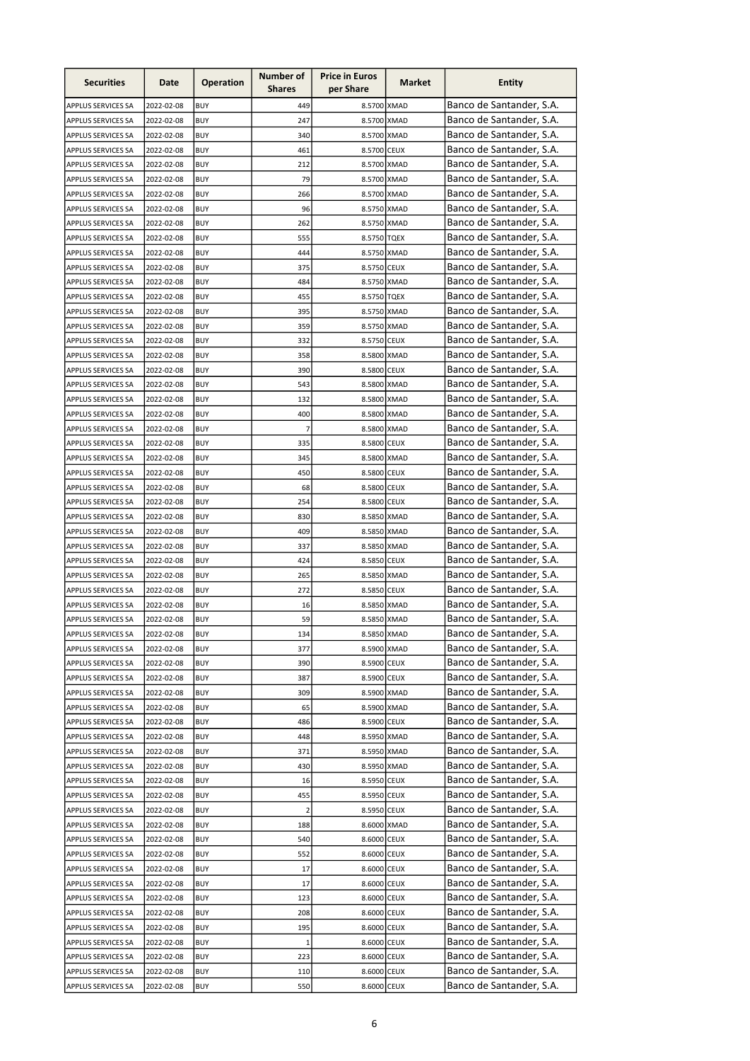| Securities | Date | Operation | Number of Shares | Price in Euros per Share | Market | Entity |
|---|---|---|---|---|---|---|
| APPLUS SERVICES SA | 2022-02-08 | BUY | 449 | 8.5700 | XMAD | Banco de Santander, S.A. |
| APPLUS SERVICES SA | 2022-02-08 | BUY | 247 | 8.5700 | XMAD | Banco de Santander, S.A. |
| APPLUS SERVICES SA | 2022-02-08 | BUY | 340 | 8.5700 | XMAD | Banco de Santander, S.A. |
| APPLUS SERVICES SA | 2022-02-08 | BUY | 461 | 8.5700 | CEUX | Banco de Santander, S.A. |
| APPLUS SERVICES SA | 2022-02-08 | BUY | 212 | 8.5700 | XMAD | Banco de Santander, S.A. |
| APPLUS SERVICES SA | 2022-02-08 | BUY | 79 | 8.5700 | XMAD | Banco de Santander, S.A. |
| APPLUS SERVICES SA | 2022-02-08 | BUY | 266 | 8.5700 | XMAD | Banco de Santander, S.A. |
| APPLUS SERVICES SA | 2022-02-08 | BUY | 96 | 8.5750 | XMAD | Banco de Santander, S.A. |
| APPLUS SERVICES SA | 2022-02-08 | BUY | 262 | 8.5750 | XMAD | Banco de Santander, S.A. |
| APPLUS SERVICES SA | 2022-02-08 | BUY | 555 | 8.5750 | TQEX | Banco de Santander, S.A. |
| APPLUS SERVICES SA | 2022-02-08 | BUY | 444 | 8.5750 | XMAD | Banco de Santander, S.A. |
| APPLUS SERVICES SA | 2022-02-08 | BUY | 375 | 8.5750 | CEUX | Banco de Santander, S.A. |
| APPLUS SERVICES SA | 2022-02-08 | BUY | 484 | 8.5750 | XMAD | Banco de Santander, S.A. |
| APPLUS SERVICES SA | 2022-02-08 | BUY | 455 | 8.5750 | TQEX | Banco de Santander, S.A. |
| APPLUS SERVICES SA | 2022-02-08 | BUY | 395 | 8.5750 | XMAD | Banco de Santander, S.A. |
| APPLUS SERVICES SA | 2022-02-08 | BUY | 359 | 8.5750 | XMAD | Banco de Santander, S.A. |
| APPLUS SERVICES SA | 2022-02-08 | BUY | 332 | 8.5750 | CEUX | Banco de Santander, S.A. |
| APPLUS SERVICES SA | 2022-02-08 | BUY | 358 | 8.5800 | XMAD | Banco de Santander, S.A. |
| APPLUS SERVICES SA | 2022-02-08 | BUY | 390 | 8.5800 | CEUX | Banco de Santander, S.A. |
| APPLUS SERVICES SA | 2022-02-08 | BUY | 543 | 8.5800 | XMAD | Banco de Santander, S.A. |
| APPLUS SERVICES SA | 2022-02-08 | BUY | 132 | 8.5800 | XMAD | Banco de Santander, S.A. |
| APPLUS SERVICES SA | 2022-02-08 | BUY | 400 | 8.5800 | XMAD | Banco de Santander, S.A. |
| APPLUS SERVICES SA | 2022-02-08 | BUY | 7 | 8.5800 | XMAD | Banco de Santander, S.A. |
| APPLUS SERVICES SA | 2022-02-08 | BUY | 335 | 8.5800 | CEUX | Banco de Santander, S.A. |
| APPLUS SERVICES SA | 2022-02-08 | BUY | 345 | 8.5800 | XMAD | Banco de Santander, S.A. |
| APPLUS SERVICES SA | 2022-02-08 | BUY | 450 | 8.5800 | CEUX | Banco de Santander, S.A. |
| APPLUS SERVICES SA | 2022-02-08 | BUY | 68 | 8.5800 | CEUX | Banco de Santander, S.A. |
| APPLUS SERVICES SA | 2022-02-08 | BUY | 254 | 8.5800 | CEUX | Banco de Santander, S.A. |
| APPLUS SERVICES SA | 2022-02-08 | BUY | 830 | 8.5850 | XMAD | Banco de Santander, S.A. |
| APPLUS SERVICES SA | 2022-02-08 | BUY | 409 | 8.5850 | XMAD | Banco de Santander, S.A. |
| APPLUS SERVICES SA | 2022-02-08 | BUY | 337 | 8.5850 | XMAD | Banco de Santander, S.A. |
| APPLUS SERVICES SA | 2022-02-08 | BUY | 424 | 8.5850 | CEUX | Banco de Santander, S.A. |
| APPLUS SERVICES SA | 2022-02-08 | BUY | 265 | 8.5850 | XMAD | Banco de Santander, S.A. |
| APPLUS SERVICES SA | 2022-02-08 | BUY | 272 | 8.5850 | CEUX | Banco de Santander, S.A. |
| APPLUS SERVICES SA | 2022-02-08 | BUY | 16 | 8.5850 | XMAD | Banco de Santander, S.A. |
| APPLUS SERVICES SA | 2022-02-08 | BUY | 59 | 8.5850 | XMAD | Banco de Santander, S.A. |
| APPLUS SERVICES SA | 2022-02-08 | BUY | 134 | 8.5850 | XMAD | Banco de Santander, S.A. |
| APPLUS SERVICES SA | 2022-02-08 | BUY | 377 | 8.5900 | XMAD | Banco de Santander, S.A. |
| APPLUS SERVICES SA | 2022-02-08 | BUY | 390 | 8.5900 | CEUX | Banco de Santander, S.A. |
| APPLUS SERVICES SA | 2022-02-08 | BUY | 387 | 8.5900 | CEUX | Banco de Santander, S.A. |
| APPLUS SERVICES SA | 2022-02-08 | BUY | 309 | 8.5900 | XMAD | Banco de Santander, S.A. |
| APPLUS SERVICES SA | 2022-02-08 | BUY | 65 | 8.5900 | XMAD | Banco de Santander, S.A. |
| APPLUS SERVICES SA | 2022-02-08 | BUY | 486 | 8.5900 | CEUX | Banco de Santander, S.A. |
| APPLUS SERVICES SA | 2022-02-08 | BUY | 448 | 8.5950 | XMAD | Banco de Santander, S.A. |
| APPLUS SERVICES SA | 2022-02-08 | BUY | 371 | 8.5950 | XMAD | Banco de Santander, S.A. |
| APPLUS SERVICES SA | 2022-02-08 | BUY | 430 | 8.5950 | XMAD | Banco de Santander, S.A. |
| APPLUS SERVICES SA | 2022-02-08 | BUY | 16 | 8.5950 | CEUX | Banco de Santander, S.A. |
| APPLUS SERVICES SA | 2022-02-08 | BUY | 455 | 8.5950 | CEUX | Banco de Santander, S.A. |
| APPLUS SERVICES SA | 2022-02-08 | BUY | 2 | 8.5950 | CEUX | Banco de Santander, S.A. |
| APPLUS SERVICES SA | 2022-02-08 | BUY | 188 | 8.6000 | XMAD | Banco de Santander, S.A. |
| APPLUS SERVICES SA | 2022-02-08 | BUY | 540 | 8.6000 | CEUX | Banco de Santander, S.A. |
| APPLUS SERVICES SA | 2022-02-08 | BUY | 552 | 8.6000 | CEUX | Banco de Santander, S.A. |
| APPLUS SERVICES SA | 2022-02-08 | BUY | 17 | 8.6000 | CEUX | Banco de Santander, S.A. |
| APPLUS SERVICES SA | 2022-02-08 | BUY | 17 | 8.6000 | CEUX | Banco de Santander, S.A. |
| APPLUS SERVICES SA | 2022-02-08 | BUY | 123 | 8.6000 | CEUX | Banco de Santander, S.A. |
| APPLUS SERVICES SA | 2022-02-08 | BUY | 208 | 8.6000 | CEUX | Banco de Santander, S.A. |
| APPLUS SERVICES SA | 2022-02-08 | BUY | 195 | 8.6000 | CEUX | Banco de Santander, S.A. |
| APPLUS SERVICES SA | 2022-02-08 | BUY | 1 | 8.6000 | CEUX | Banco de Santander, S.A. |
| APPLUS SERVICES SA | 2022-02-08 | BUY | 223 | 8.6000 | CEUX | Banco de Santander, S.A. |
| APPLUS SERVICES SA | 2022-02-08 | BUY | 110 | 8.6000 | CEUX | Banco de Santander, S.A. |
| APPLUS SERVICES SA | 2022-02-08 | BUY | 550 | 8.6000 | CEUX | Banco de Santander, S.A. |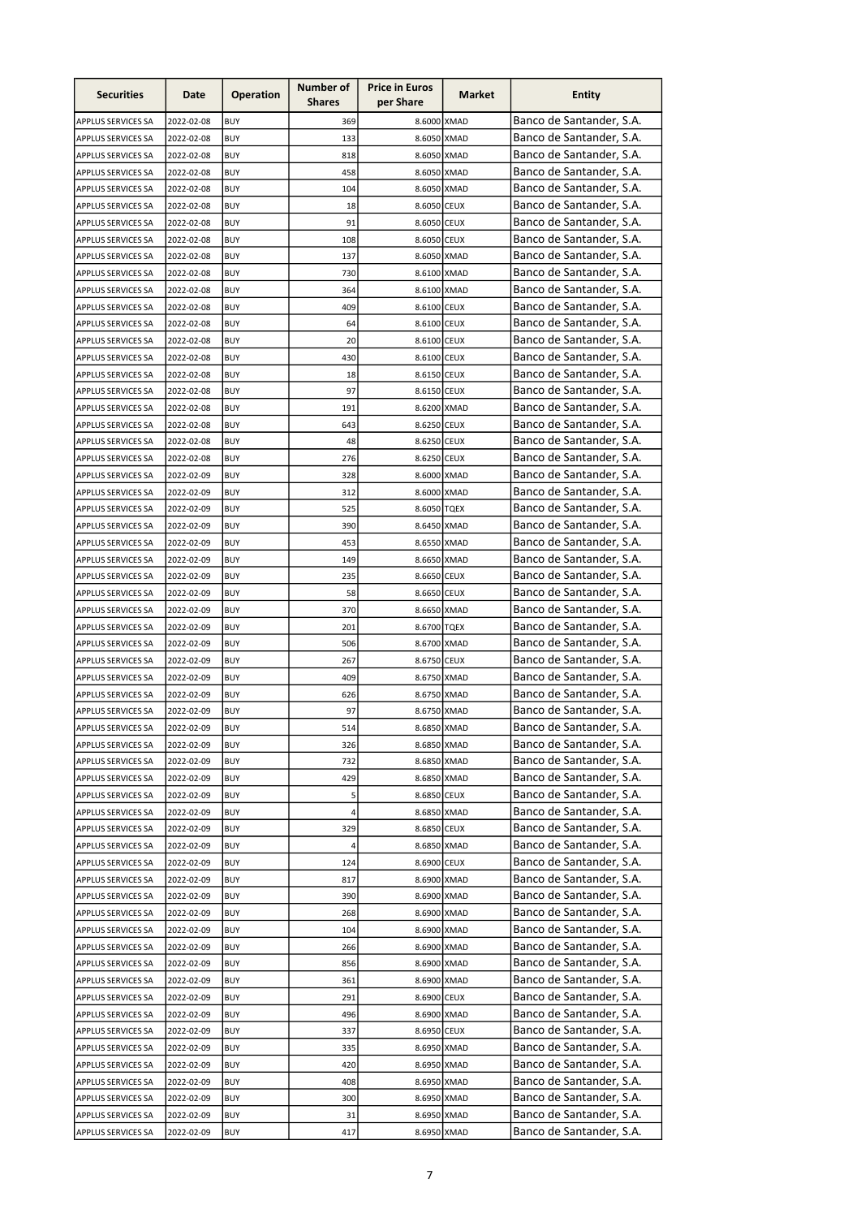| Securities | Date | Operation | Number of Shares | Price in Euros per Share | Market | Entity |
|---|---|---|---|---|---|---|
| APPLUS SERVICES SA | 2022-02-08 | BUY | 369 | 8.6000 | XMAD | Banco de Santander, S.A. |
| APPLUS SERVICES SA | 2022-02-08 | BUY | 133 | 8.6050 | XMAD | Banco de Santander, S.A. |
| APPLUS SERVICES SA | 2022-02-08 | BUY | 818 | 8.6050 | XMAD | Banco de Santander, S.A. |
| APPLUS SERVICES SA | 2022-02-08 | BUY | 458 | 8.6050 | XMAD | Banco de Santander, S.A. |
| APPLUS SERVICES SA | 2022-02-08 | BUY | 104 | 8.6050 | XMAD | Banco de Santander, S.A. |
| APPLUS SERVICES SA | 2022-02-08 | BUY | 18 | 8.6050 | CEUX | Banco de Santander, S.A. |
| APPLUS SERVICES SA | 2022-02-08 | BUY | 91 | 8.6050 | CEUX | Banco de Santander, S.A. |
| APPLUS SERVICES SA | 2022-02-08 | BUY | 108 | 8.6050 | CEUX | Banco de Santander, S.A. |
| APPLUS SERVICES SA | 2022-02-08 | BUY | 137 | 8.6050 | XMAD | Banco de Santander, S.A. |
| APPLUS SERVICES SA | 2022-02-08 | BUY | 730 | 8.6100 | XMAD | Banco de Santander, S.A. |
| APPLUS SERVICES SA | 2022-02-08 | BUY | 364 | 8.6100 | XMAD | Banco de Santander, S.A. |
| APPLUS SERVICES SA | 2022-02-08 | BUY | 409 | 8.6100 | CEUX | Banco de Santander, S.A. |
| APPLUS SERVICES SA | 2022-02-08 | BUY | 64 | 8.6100 | CEUX | Banco de Santander, S.A. |
| APPLUS SERVICES SA | 2022-02-08 | BUY | 20 | 8.6100 | CEUX | Banco de Santander, S.A. |
| APPLUS SERVICES SA | 2022-02-08 | BUY | 430 | 8.6100 | CEUX | Banco de Santander, S.A. |
| APPLUS SERVICES SA | 2022-02-08 | BUY | 18 | 8.6150 | CEUX | Banco de Santander, S.A. |
| APPLUS SERVICES SA | 2022-02-08 | BUY | 97 | 8.6150 | CEUX | Banco de Santander, S.A. |
| APPLUS SERVICES SA | 2022-02-08 | BUY | 191 | 8.6200 | XMAD | Banco de Santander, S.A. |
| APPLUS SERVICES SA | 2022-02-08 | BUY | 643 | 8.6250 | CEUX | Banco de Santander, S.A. |
| APPLUS SERVICES SA | 2022-02-08 | BUY | 48 | 8.6250 | CEUX | Banco de Santander, S.A. |
| APPLUS SERVICES SA | 2022-02-08 | BUY | 276 | 8.6250 | CEUX | Banco de Santander, S.A. |
| APPLUS SERVICES SA | 2022-02-09 | BUY | 328 | 8.6000 | XMAD | Banco de Santander, S.A. |
| APPLUS SERVICES SA | 2022-02-09 | BUY | 312 | 8.6000 | XMAD | Banco de Santander, S.A. |
| APPLUS SERVICES SA | 2022-02-09 | BUY | 525 | 8.6050 | TQEX | Banco de Santander, S.A. |
| APPLUS SERVICES SA | 2022-02-09 | BUY | 390 | 8.6450 | XMAD | Banco de Santander, S.A. |
| APPLUS SERVICES SA | 2022-02-09 | BUY | 453 | 8.6550 | XMAD | Banco de Santander, S.A. |
| APPLUS SERVICES SA | 2022-02-09 | BUY | 149 | 8.6650 | XMAD | Banco de Santander, S.A. |
| APPLUS SERVICES SA | 2022-02-09 | BUY | 235 | 8.6650 | CEUX | Banco de Santander, S.A. |
| APPLUS SERVICES SA | 2022-02-09 | BUY | 58 | 8.6650 | CEUX | Banco de Santander, S.A. |
| APPLUS SERVICES SA | 2022-02-09 | BUY | 370 | 8.6650 | XMAD | Banco de Santander, S.A. |
| APPLUS SERVICES SA | 2022-02-09 | BUY | 201 | 8.6700 | TQEX | Banco de Santander, S.A. |
| APPLUS SERVICES SA | 2022-02-09 | BUY | 506 | 8.6700 | XMAD | Banco de Santander, S.A. |
| APPLUS SERVICES SA | 2022-02-09 | BUY | 267 | 8.6750 | CEUX | Banco de Santander, S.A. |
| APPLUS SERVICES SA | 2022-02-09 | BUY | 409 | 8.6750 | XMAD | Banco de Santander, S.A. |
| APPLUS SERVICES SA | 2022-02-09 | BUY | 626 | 8.6750 | XMAD | Banco de Santander, S.A. |
| APPLUS SERVICES SA | 2022-02-09 | BUY | 97 | 8.6750 | XMAD | Banco de Santander, S.A. |
| APPLUS SERVICES SA | 2022-02-09 | BUY | 514 | 8.6850 | XMAD | Banco de Santander, S.A. |
| APPLUS SERVICES SA | 2022-02-09 | BUY | 326 | 8.6850 | XMAD | Banco de Santander, S.A. |
| APPLUS SERVICES SA | 2022-02-09 | BUY | 732 | 8.6850 | XMAD | Banco de Santander, S.A. |
| APPLUS SERVICES SA | 2022-02-09 | BUY | 429 | 8.6850 | XMAD | Banco de Santander, S.A. |
| APPLUS SERVICES SA | 2022-02-09 | BUY | 5 | 8.6850 | CEUX | Banco de Santander, S.A. |
| APPLUS SERVICES SA | 2022-02-09 | BUY | 4 | 8.6850 | XMAD | Banco de Santander, S.A. |
| APPLUS SERVICES SA | 2022-02-09 | BUY | 329 | 8.6850 | CEUX | Banco de Santander, S.A. |
| APPLUS SERVICES SA | 2022-02-09 | BUY | 4 | 8.6850 | XMAD | Banco de Santander, S.A. |
| APPLUS SERVICES SA | 2022-02-09 | BUY | 124 | 8.6900 | CEUX | Banco de Santander, S.A. |
| APPLUS SERVICES SA | 2022-02-09 | BUY | 817 | 8.6900 | XMAD | Banco de Santander, S.A. |
| APPLUS SERVICES SA | 2022-02-09 | BUY | 390 | 8.6900 | XMAD | Banco de Santander, S.A. |
| APPLUS SERVICES SA | 2022-02-09 | BUY | 268 | 8.6900 | XMAD | Banco de Santander, S.A. |
| APPLUS SERVICES SA | 2022-02-09 | BUY | 104 | 8.6900 | XMAD | Banco de Santander, S.A. |
| APPLUS SERVICES SA | 2022-02-09 | BUY | 266 | 8.6900 | XMAD | Banco de Santander, S.A. |
| APPLUS SERVICES SA | 2022-02-09 | BUY | 856 | 8.6900 | XMAD | Banco de Santander, S.A. |
| APPLUS SERVICES SA | 2022-02-09 | BUY | 361 | 8.6900 | XMAD | Banco de Santander, S.A. |
| APPLUS SERVICES SA | 2022-02-09 | BUY | 291 | 8.6900 | CEUX | Banco de Santander, S.A. |
| APPLUS SERVICES SA | 2022-02-09 | BUY | 496 | 8.6900 | XMAD | Banco de Santander, S.A. |
| APPLUS SERVICES SA | 2022-02-09 | BUY | 337 | 8.6950 | CEUX | Banco de Santander, S.A. |
| APPLUS SERVICES SA | 2022-02-09 | BUY | 335 | 8.6950 | XMAD | Banco de Santander, S.A. |
| APPLUS SERVICES SA | 2022-02-09 | BUY | 420 | 8.6950 | XMAD | Banco de Santander, S.A. |
| APPLUS SERVICES SA | 2022-02-09 | BUY | 408 | 8.6950 | XMAD | Banco de Santander, S.A. |
| APPLUS SERVICES SA | 2022-02-09 | BUY | 300 | 8.6950 | XMAD | Banco de Santander, S.A. |
| APPLUS SERVICES SA | 2022-02-09 | BUY | 31 | 8.6950 | XMAD | Banco de Santander, S.A. |
| APPLUS SERVICES SA | 2022-02-09 | BUY | 417 | 8.6950 | XMAD | Banco de Santander, S.A. |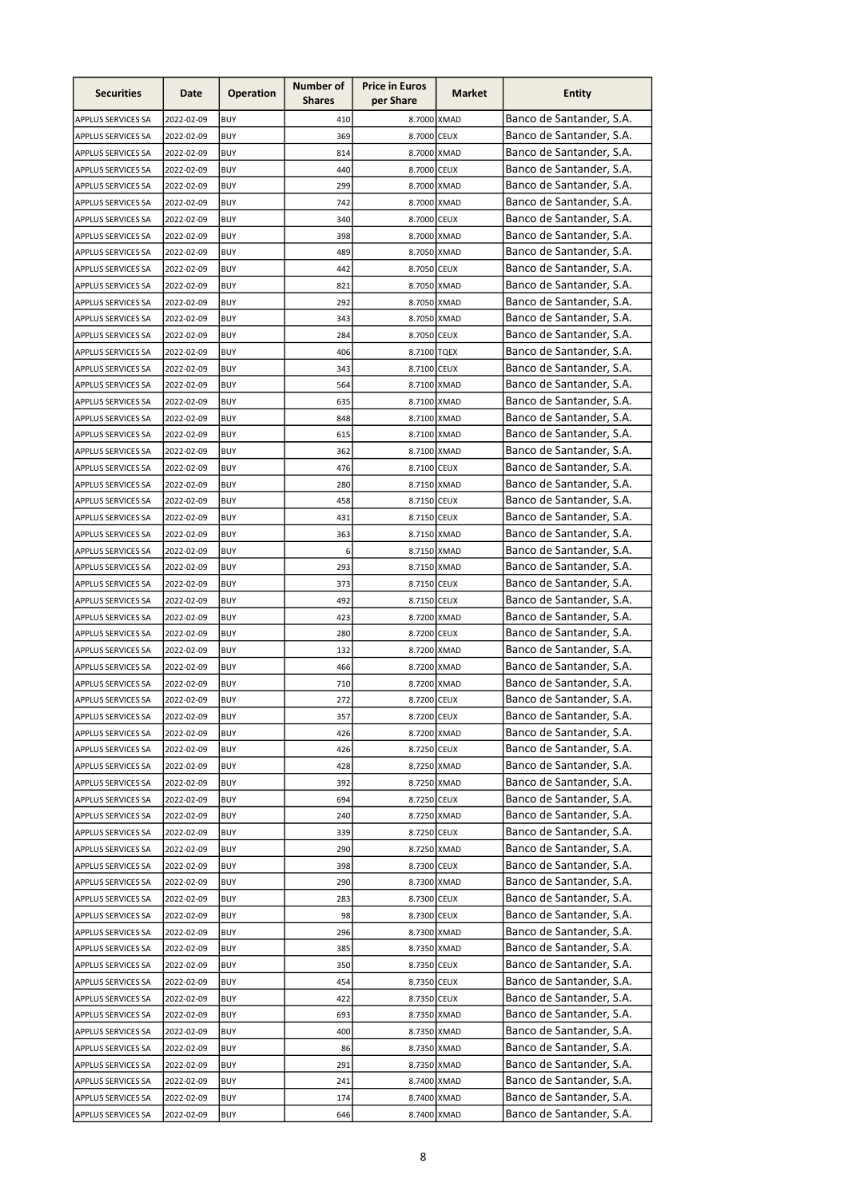| Securities | Date | Operation | Number of Shares | Price in Euros per Share | Market | Entity |
|---|---|---|---|---|---|---|
| APPLUS SERVICES SA | 2022-02-09 | BUY | 410 | 8.7000 | XMAD | Banco de Santander, S.A. |
| APPLUS SERVICES SA | 2022-02-09 | BUY | 369 | 8.7000 | CEUX | Banco de Santander, S.A. |
| APPLUS SERVICES SA | 2022-02-09 | BUY | 814 | 8.7000 | XMAD | Banco de Santander, S.A. |
| APPLUS SERVICES SA | 2022-02-09 | BUY | 440 | 8.7000 | CEUX | Banco de Santander, S.A. |
| APPLUS SERVICES SA | 2022-02-09 | BUY | 299 | 8.7000 | XMAD | Banco de Santander, S.A. |
| APPLUS SERVICES SA | 2022-02-09 | BUY | 742 | 8.7000 | XMAD | Banco de Santander, S.A. |
| APPLUS SERVICES SA | 2022-02-09 | BUY | 340 | 8.7000 | CEUX | Banco de Santander, S.A. |
| APPLUS SERVICES SA | 2022-02-09 | BUY | 398 | 8.7000 | XMAD | Banco de Santander, S.A. |
| APPLUS SERVICES SA | 2022-02-09 | BUY | 489 | 8.7050 | XMAD | Banco de Santander, S.A. |
| APPLUS SERVICES SA | 2022-02-09 | BUY | 442 | 8.7050 | CEUX | Banco de Santander, S.A. |
| APPLUS SERVICES SA | 2022-02-09 | BUY | 821 | 8.7050 | XMAD | Banco de Santander, S.A. |
| APPLUS SERVICES SA | 2022-02-09 | BUY | 292 | 8.7050 | XMAD | Banco de Santander, S.A. |
| APPLUS SERVICES SA | 2022-02-09 | BUY | 343 | 8.7050 | XMAD | Banco de Santander, S.A. |
| APPLUS SERVICES SA | 2022-02-09 | BUY | 284 | 8.7050 | CEUX | Banco de Santander, S.A. |
| APPLUS SERVICES SA | 2022-02-09 | BUY | 406 | 8.7100 | TQEX | Banco de Santander, S.A. |
| APPLUS SERVICES SA | 2022-02-09 | BUY | 343 | 8.7100 | CEUX | Banco de Santander, S.A. |
| APPLUS SERVICES SA | 2022-02-09 | BUY | 564 | 8.7100 | XMAD | Banco de Santander, S.A. |
| APPLUS SERVICES SA | 2022-02-09 | BUY | 635 | 8.7100 | XMAD | Banco de Santander, S.A. |
| APPLUS SERVICES SA | 2022-02-09 | BUY | 848 | 8.7100 | XMAD | Banco de Santander, S.A. |
| APPLUS SERVICES SA | 2022-02-09 | BUY | 615 | 8.7100 | XMAD | Banco de Santander, S.A. |
| APPLUS SERVICES SA | 2022-02-09 | BUY | 362 | 8.7100 | XMAD | Banco de Santander, S.A. |
| APPLUS SERVICES SA | 2022-02-09 | BUY | 476 | 8.7100 | CEUX | Banco de Santander, S.A. |
| APPLUS SERVICES SA | 2022-02-09 | BUY | 280 | 8.7150 | XMAD | Banco de Santander, S.A. |
| APPLUS SERVICES SA | 2022-02-09 | BUY | 458 | 8.7150 | CEUX | Banco de Santander, S.A. |
| APPLUS SERVICES SA | 2022-02-09 | BUY | 431 | 8.7150 | CEUX | Banco de Santander, S.A. |
| APPLUS SERVICES SA | 2022-02-09 | BUY | 363 | 8.7150 | XMAD | Banco de Santander, S.A. |
| APPLUS SERVICES SA | 2022-02-09 | BUY | 6 | 8.7150 | XMAD | Banco de Santander, S.A. |
| APPLUS SERVICES SA | 2022-02-09 | BUY | 293 | 8.7150 | XMAD | Banco de Santander, S.A. |
| APPLUS SERVICES SA | 2022-02-09 | BUY | 373 | 8.7150 | CEUX | Banco de Santander, S.A. |
| APPLUS SERVICES SA | 2022-02-09 | BUY | 492 | 8.7150 | CEUX | Banco de Santander, S.A. |
| APPLUS SERVICES SA | 2022-02-09 | BUY | 423 | 8.7200 | XMAD | Banco de Santander, S.A. |
| APPLUS SERVICES SA | 2022-02-09 | BUY | 280 | 8.7200 | CEUX | Banco de Santander, S.A. |
| APPLUS SERVICES SA | 2022-02-09 | BUY | 132 | 8.7200 | XMAD | Banco de Santander, S.A. |
| APPLUS SERVICES SA | 2022-02-09 | BUY | 466 | 8.7200 | XMAD | Banco de Santander, S.A. |
| APPLUS SERVICES SA | 2022-02-09 | BUY | 710 | 8.7200 | XMAD | Banco de Santander, S.A. |
| APPLUS SERVICES SA | 2022-02-09 | BUY | 272 | 8.7200 | CEUX | Banco de Santander, S.A. |
| APPLUS SERVICES SA | 2022-02-09 | BUY | 357 | 8.7200 | CEUX | Banco de Santander, S.A. |
| APPLUS SERVICES SA | 2022-02-09 | BUY | 426 | 8.7200 | XMAD | Banco de Santander, S.A. |
| APPLUS SERVICES SA | 2022-02-09 | BUY | 426 | 8.7250 | CEUX | Banco de Santander, S.A. |
| APPLUS SERVICES SA | 2022-02-09 | BUY | 428 | 8.7250 | XMAD | Banco de Santander, S.A. |
| APPLUS SERVICES SA | 2022-02-09 | BUY | 392 | 8.7250 | XMAD | Banco de Santander, S.A. |
| APPLUS SERVICES SA | 2022-02-09 | BUY | 694 | 8.7250 | CEUX | Banco de Santander, S.A. |
| APPLUS SERVICES SA | 2022-02-09 | BUY | 240 | 8.7250 | XMAD | Banco de Santander, S.A. |
| APPLUS SERVICES SA | 2022-02-09 | BUY | 339 | 8.7250 | CEUX | Banco de Santander, S.A. |
| APPLUS SERVICES SA | 2022-02-09 | BUY | 290 | 8.7250 | XMAD | Banco de Santander, S.A. |
| APPLUS SERVICES SA | 2022-02-09 | BUY | 398 | 8.7300 | CEUX | Banco de Santander, S.A. |
| APPLUS SERVICES SA | 2022-02-09 | BUY | 290 | 8.7300 | XMAD | Banco de Santander, S.A. |
| APPLUS SERVICES SA | 2022-02-09 | BUY | 283 | 8.7300 | CEUX | Banco de Santander, S.A. |
| APPLUS SERVICES SA | 2022-02-09 | BUY | 98 | 8.7300 | CEUX | Banco de Santander, S.A. |
| APPLUS SERVICES SA | 2022-02-09 | BUY | 296 | 8.7300 | XMAD | Banco de Santander, S.A. |
| APPLUS SERVICES SA | 2022-02-09 | BUY | 385 | 8.7350 | XMAD | Banco de Santander, S.A. |
| APPLUS SERVICES SA | 2022-02-09 | BUY | 350 | 8.7350 | CEUX | Banco de Santander, S.A. |
| APPLUS SERVICES SA | 2022-02-09 | BUY | 454 | 8.7350 | CEUX | Banco de Santander, S.A. |
| APPLUS SERVICES SA | 2022-02-09 | BUY | 422 | 8.7350 | CEUX | Banco de Santander, S.A. |
| APPLUS SERVICES SA | 2022-02-09 | BUY | 693 | 8.7350 | XMAD | Banco de Santander, S.A. |
| APPLUS SERVICES SA | 2022-02-09 | BUY | 400 | 8.7350 | XMAD | Banco de Santander, S.A. |
| APPLUS SERVICES SA | 2022-02-09 | BUY | 86 | 8.7350 | XMAD | Banco de Santander, S.A. |
| APPLUS SERVICES SA | 2022-02-09 | BUY | 291 | 8.7350 | XMAD | Banco de Santander, S.A. |
| APPLUS SERVICES SA | 2022-02-09 | BUY | 241 | 8.7400 | XMAD | Banco de Santander, S.A. |
| APPLUS SERVICES SA | 2022-02-09 | BUY | 174 | 8.7400 | XMAD | Banco de Santander, S.A. |
| APPLUS SERVICES SA | 2022-02-09 | BUY | 646 | 8.7400 | XMAD | Banco de Santander, S.A. |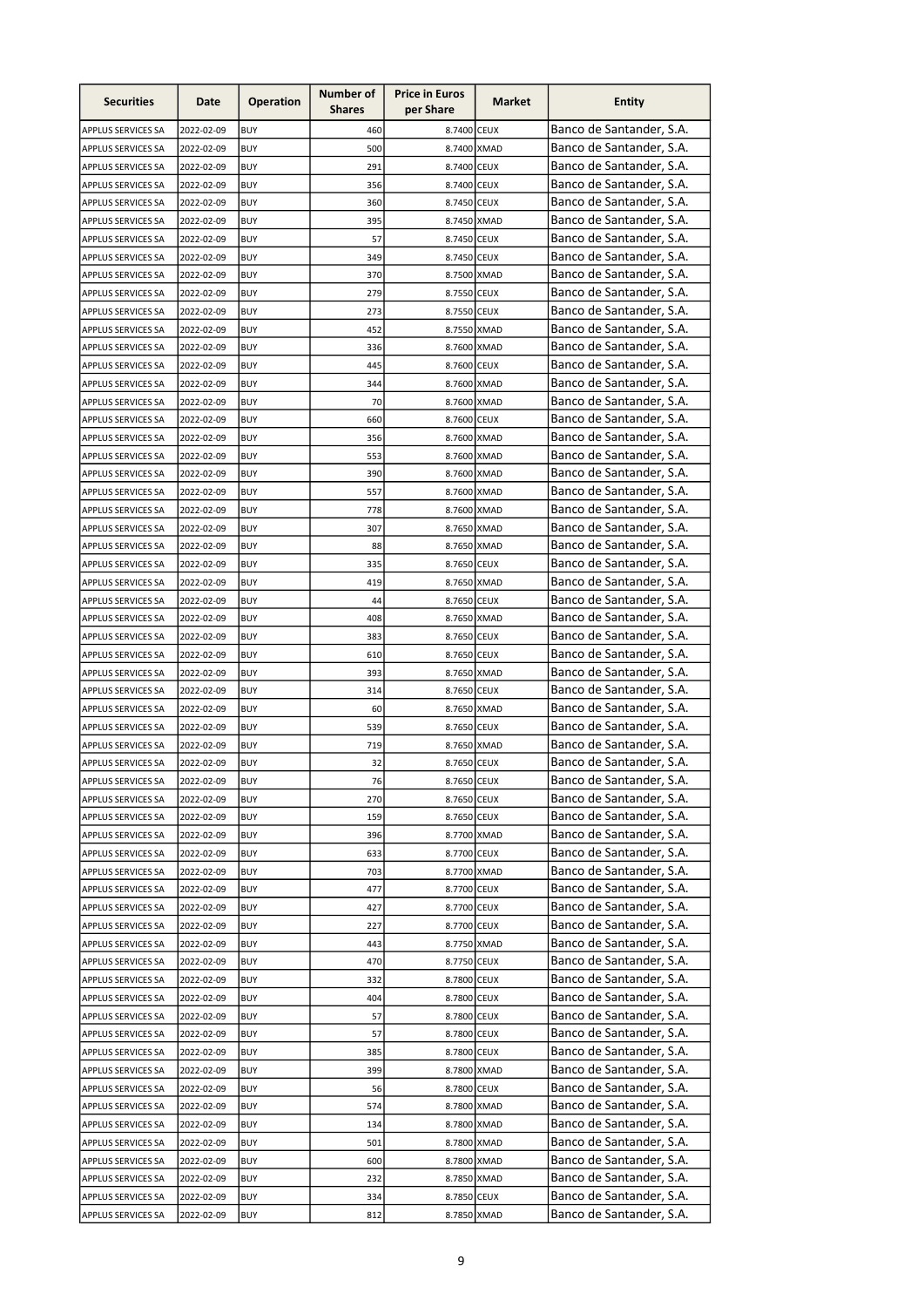| Securities | Date | Operation | Number of Shares | Price in Euros per Share | Market | Entity |
|---|---|---|---|---|---|---|
| APPLUS SERVICES SA | 2022-02-09 | BUY | 460 | 8.7400 | CEUX | Banco de Santander, S.A. |
| APPLUS SERVICES SA | 2022-02-09 | BUY | 500 | 8.7400 | XMAD | Banco de Santander, S.A. |
| APPLUS SERVICES SA | 2022-02-09 | BUY | 291 | 8.7400 | CEUX | Banco de Santander, S.A. |
| APPLUS SERVICES SA | 2022-02-09 | BUY | 356 | 8.7400 | CEUX | Banco de Santander, S.A. |
| APPLUS SERVICES SA | 2022-02-09 | BUY | 360 | 8.7450 | CEUX | Banco de Santander, S.A. |
| APPLUS SERVICES SA | 2022-02-09 | BUY | 395 | 8.7450 | XMAD | Banco de Santander, S.A. |
| APPLUS SERVICES SA | 2022-02-09 | BUY | 57 | 8.7450 | CEUX | Banco de Santander, S.A. |
| APPLUS SERVICES SA | 2022-02-09 | BUY | 349 | 8.7450 | CEUX | Banco de Santander, S.A. |
| APPLUS SERVICES SA | 2022-02-09 | BUY | 370 | 8.7500 | XMAD | Banco de Santander, S.A. |
| APPLUS SERVICES SA | 2022-02-09 | BUY | 279 | 8.7550 | CEUX | Banco de Santander, S.A. |
| APPLUS SERVICES SA | 2022-02-09 | BUY | 273 | 8.7550 | CEUX | Banco de Santander, S.A. |
| APPLUS SERVICES SA | 2022-02-09 | BUY | 452 | 8.7550 | XMAD | Banco de Santander, S.A. |
| APPLUS SERVICES SA | 2022-02-09 | BUY | 336 | 8.7600 | XMAD | Banco de Santander, S.A. |
| APPLUS SERVICES SA | 2022-02-09 | BUY | 445 | 8.7600 | CEUX | Banco de Santander, S.A. |
| APPLUS SERVICES SA | 2022-02-09 | BUY | 344 | 8.7600 | XMAD | Banco de Santander, S.A. |
| APPLUS SERVICES SA | 2022-02-09 | BUY | 70 | 8.7600 | XMAD | Banco de Santander, S.A. |
| APPLUS SERVICES SA | 2022-02-09 | BUY | 660 | 8.7600 | CEUX | Banco de Santander, S.A. |
| APPLUS SERVICES SA | 2022-02-09 | BUY | 356 | 8.7600 | XMAD | Banco de Santander, S.A. |
| APPLUS SERVICES SA | 2022-02-09 | BUY | 553 | 8.7600 | XMAD | Banco de Santander, S.A. |
| APPLUS SERVICES SA | 2022-02-09 | BUY | 390 | 8.7600 | XMAD | Banco de Santander, S.A. |
| APPLUS SERVICES SA | 2022-02-09 | BUY | 557 | 8.7600 | XMAD | Banco de Santander, S.A. |
| APPLUS SERVICES SA | 2022-02-09 | BUY | 778 | 8.7600 | XMAD | Banco de Santander, S.A. |
| APPLUS SERVICES SA | 2022-02-09 | BUY | 307 | 8.7650 | XMAD | Banco de Santander, S.A. |
| APPLUS SERVICES SA | 2022-02-09 | BUY | 88 | 8.7650 | XMAD | Banco de Santander, S.A. |
| APPLUS SERVICES SA | 2022-02-09 | BUY | 335 | 8.7650 | CEUX | Banco de Santander, S.A. |
| APPLUS SERVICES SA | 2022-02-09 | BUY | 419 | 8.7650 | XMAD | Banco de Santander, S.A. |
| APPLUS SERVICES SA | 2022-02-09 | BUY | 44 | 8.7650 | CEUX | Banco de Santander, S.A. |
| APPLUS SERVICES SA | 2022-02-09 | BUY | 408 | 8.7650 | XMAD | Banco de Santander, S.A. |
| APPLUS SERVICES SA | 2022-02-09 | BUY | 383 | 8.7650 | CEUX | Banco de Santander, S.A. |
| APPLUS SERVICES SA | 2022-02-09 | BUY | 610 | 8.7650 | CEUX | Banco de Santander, S.A. |
| APPLUS SERVICES SA | 2022-02-09 | BUY | 393 | 8.7650 | XMAD | Banco de Santander, S.A. |
| APPLUS SERVICES SA | 2022-02-09 | BUY | 314 | 8.7650 | CEUX | Banco de Santander, S.A. |
| APPLUS SERVICES SA | 2022-02-09 | BUY | 60 | 8.7650 | XMAD | Banco de Santander, S.A. |
| APPLUS SERVICES SA | 2022-02-09 | BUY | 539 | 8.7650 | CEUX | Banco de Santander, S.A. |
| APPLUS SERVICES SA | 2022-02-09 | BUY | 719 | 8.7650 | XMAD | Banco de Santander, S.A. |
| APPLUS SERVICES SA | 2022-02-09 | BUY | 32 | 8.7650 | CEUX | Banco de Santander, S.A. |
| APPLUS SERVICES SA | 2022-02-09 | BUY | 76 | 8.7650 | CEUX | Banco de Santander, S.A. |
| APPLUS SERVICES SA | 2022-02-09 | BUY | 270 | 8.7650 | CEUX | Banco de Santander, S.A. |
| APPLUS SERVICES SA | 2022-02-09 | BUY | 159 | 8.7650 | CEUX | Banco de Santander, S.A. |
| APPLUS SERVICES SA | 2022-02-09 | BUY | 396 | 8.7700 | XMAD | Banco de Santander, S.A. |
| APPLUS SERVICES SA | 2022-02-09 | BUY | 633 | 8.7700 | CEUX | Banco de Santander, S.A. |
| APPLUS SERVICES SA | 2022-02-09 | BUY | 703 | 8.7700 | XMAD | Banco de Santander, S.A. |
| APPLUS SERVICES SA | 2022-02-09 | BUY | 477 | 8.7700 | CEUX | Banco de Santander, S.A. |
| APPLUS SERVICES SA | 2022-02-09 | BUY | 427 | 8.7700 | CEUX | Banco de Santander, S.A. |
| APPLUS SERVICES SA | 2022-02-09 | BUY | 227 | 8.7700 | CEUX | Banco de Santander, S.A. |
| APPLUS SERVICES SA | 2022-02-09 | BUY | 443 | 8.7750 | XMAD | Banco de Santander, S.A. |
| APPLUS SERVICES SA | 2022-02-09 | BUY | 470 | 8.7750 | CEUX | Banco de Santander, S.A. |
| APPLUS SERVICES SA | 2022-02-09 | BUY | 332 | 8.7800 | CEUX | Banco de Santander, S.A. |
| APPLUS SERVICES SA | 2022-02-09 | BUY | 404 | 8.7800 | CEUX | Banco de Santander, S.A. |
| APPLUS SERVICES SA | 2022-02-09 | BUY | 57 | 8.7800 | CEUX | Banco de Santander, S.A. |
| APPLUS SERVICES SA | 2022-02-09 | BUY | 57 | 8.7800 | CEUX | Banco de Santander, S.A. |
| APPLUS SERVICES SA | 2022-02-09 | BUY | 385 | 8.7800 | CEUX | Banco de Santander, S.A. |
| APPLUS SERVICES SA | 2022-02-09 | BUY | 399 | 8.7800 | XMAD | Banco de Santander, S.A. |
| APPLUS SERVICES SA | 2022-02-09 | BUY | 56 | 8.7800 | CEUX | Banco de Santander, S.A. |
| APPLUS SERVICES SA | 2022-02-09 | BUY | 574 | 8.7800 | XMAD | Banco de Santander, S.A. |
| APPLUS SERVICES SA | 2022-02-09 | BUY | 134 | 8.7800 | XMAD | Banco de Santander, S.A. |
| APPLUS SERVICES SA | 2022-02-09 | BUY | 501 | 8.7800 | XMAD | Banco de Santander, S.A. |
| APPLUS SERVICES SA | 2022-02-09 | BUY | 600 | 8.7800 | XMAD | Banco de Santander, S.A. |
| APPLUS SERVICES SA | 2022-02-09 | BUY | 232 | 8.7850 | XMAD | Banco de Santander, S.A. |
| APPLUS SERVICES SA | 2022-02-09 | BUY | 334 | 8.7850 | CEUX | Banco de Santander, S.A. |
| APPLUS SERVICES SA | 2022-02-09 | BUY | 812 | 8.7850 | XMAD | Banco de Santander, S.A. |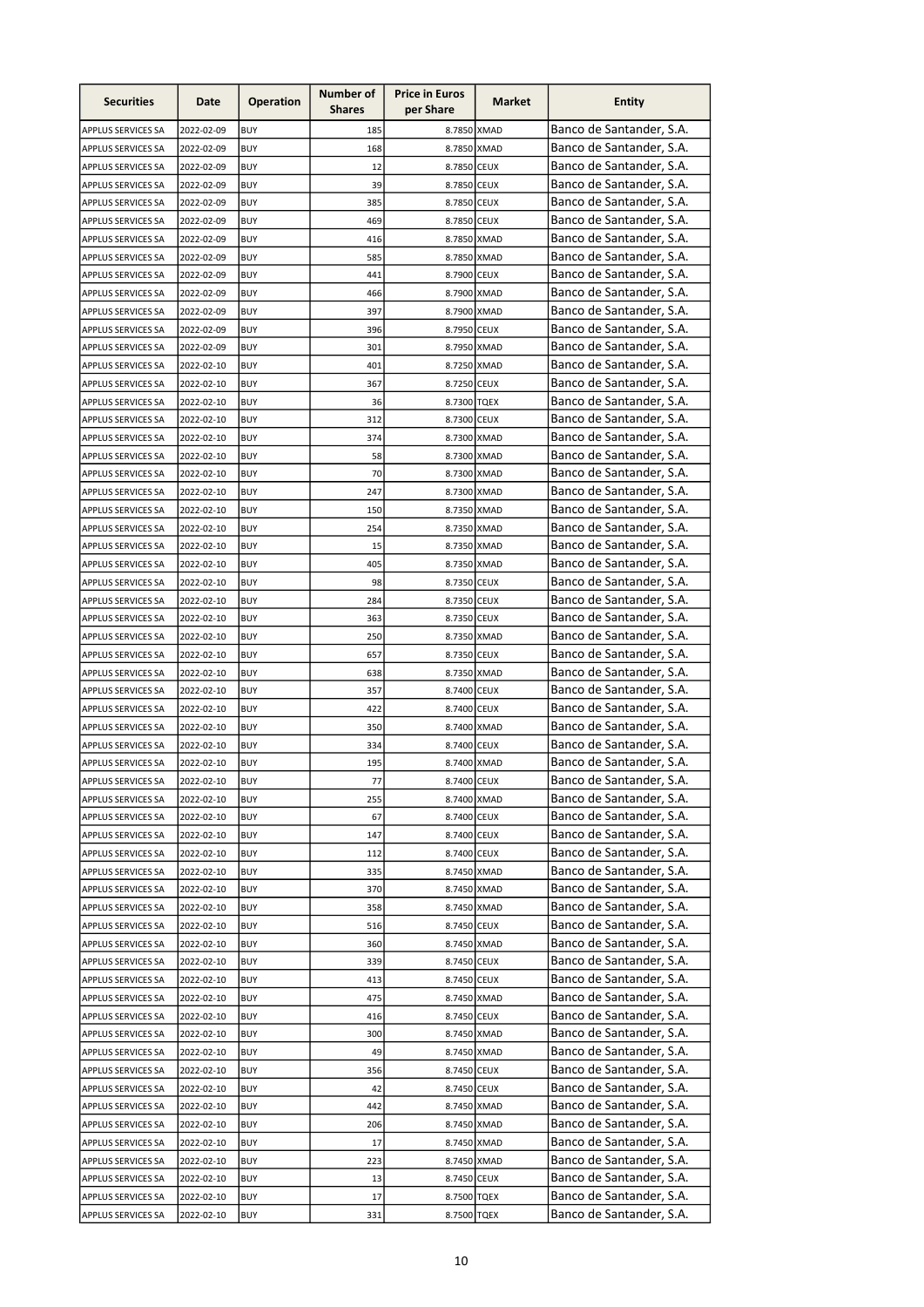| Securities | Date | Operation | Number of Shares | Price in Euros per Share | Market | Entity |
|---|---|---|---|---|---|---|
| APPLUS SERVICES SA | 2022-02-09 | BUY | 185 | 8.7850 | XMAD | Banco de Santander, S.A. |
| APPLUS SERVICES SA | 2022-02-09 | BUY | 168 | 8.7850 | XMAD | Banco de Santander, S.A. |
| APPLUS SERVICES SA | 2022-02-09 | BUY | 12 | 8.7850 | CEUX | Banco de Santander, S.A. |
| APPLUS SERVICES SA | 2022-02-09 | BUY | 39 | 8.7850 | CEUX | Banco de Santander, S.A. |
| APPLUS SERVICES SA | 2022-02-09 | BUY | 385 | 8.7850 | CEUX | Banco de Santander, S.A. |
| APPLUS SERVICES SA | 2022-02-09 | BUY | 469 | 8.7850 | CEUX | Banco de Santander, S.A. |
| APPLUS SERVICES SA | 2022-02-09 | BUY | 416 | 8.7850 | XMAD | Banco de Santander, S.A. |
| APPLUS SERVICES SA | 2022-02-09 | BUY | 585 | 8.7850 | XMAD | Banco de Santander, S.A. |
| APPLUS SERVICES SA | 2022-02-09 | BUY | 441 | 8.7900 | CEUX | Banco de Santander, S.A. |
| APPLUS SERVICES SA | 2022-02-09 | BUY | 466 | 8.7900 | XMAD | Banco de Santander, S.A. |
| APPLUS SERVICES SA | 2022-02-09 | BUY | 397 | 8.7900 | XMAD | Banco de Santander, S.A. |
| APPLUS SERVICES SA | 2022-02-09 | BUY | 396 | 8.7950 | CEUX | Banco de Santander, S.A. |
| APPLUS SERVICES SA | 2022-02-09 | BUY | 301 | 8.7950 | XMAD | Banco de Santander, S.A. |
| APPLUS SERVICES SA | 2022-02-10 | BUY | 401 | 8.7250 | XMAD | Banco de Santander, S.A. |
| APPLUS SERVICES SA | 2022-02-10 | BUY | 367 | 8.7250 | CEUX | Banco de Santander, S.A. |
| APPLUS SERVICES SA | 2022-02-10 | BUY | 36 | 8.7300 | TQEX | Banco de Santander, S.A. |
| APPLUS SERVICES SA | 2022-02-10 | BUY | 312 | 8.7300 | CEUX | Banco de Santander, S.A. |
| APPLUS SERVICES SA | 2022-02-10 | BUY | 374 | 8.7300 | XMAD | Banco de Santander, S.A. |
| APPLUS SERVICES SA | 2022-02-10 | BUY | 58 | 8.7300 | XMAD | Banco de Santander, S.A. |
| APPLUS SERVICES SA | 2022-02-10 | BUY | 70 | 8.7300 | XMAD | Banco de Santander, S.A. |
| APPLUS SERVICES SA | 2022-02-10 | BUY | 247 | 8.7300 | XMAD | Banco de Santander, S.A. |
| APPLUS SERVICES SA | 2022-02-10 | BUY | 150 | 8.7350 | XMAD | Banco de Santander, S.A. |
| APPLUS SERVICES SA | 2022-02-10 | BUY | 254 | 8.7350 | XMAD | Banco de Santander, S.A. |
| APPLUS SERVICES SA | 2022-02-10 | BUY | 15 | 8.7350 | XMAD | Banco de Santander, S.A. |
| APPLUS SERVICES SA | 2022-02-10 | BUY | 405 | 8.7350 | XMAD | Banco de Santander, S.A. |
| APPLUS SERVICES SA | 2022-02-10 | BUY | 98 | 8.7350 | CEUX | Banco de Santander, S.A. |
| APPLUS SERVICES SA | 2022-02-10 | BUY | 284 | 8.7350 | CEUX | Banco de Santander, S.A. |
| APPLUS SERVICES SA | 2022-02-10 | BUY | 363 | 8.7350 | CEUX | Banco de Santander, S.A. |
| APPLUS SERVICES SA | 2022-02-10 | BUY | 250 | 8.7350 | XMAD | Banco de Santander, S.A. |
| APPLUS SERVICES SA | 2022-02-10 | BUY | 657 | 8.7350 | CEUX | Banco de Santander, S.A. |
| APPLUS SERVICES SA | 2022-02-10 | BUY | 638 | 8.7350 | XMAD | Banco de Santander, S.A. |
| APPLUS SERVICES SA | 2022-02-10 | BUY | 357 | 8.7400 | CEUX | Banco de Santander, S.A. |
| APPLUS SERVICES SA | 2022-02-10 | BUY | 422 | 8.7400 | CEUX | Banco de Santander, S.A. |
| APPLUS SERVICES SA | 2022-02-10 | BUY | 350 | 8.7400 | XMAD | Banco de Santander, S.A. |
| APPLUS SERVICES SA | 2022-02-10 | BUY | 334 | 8.7400 | CEUX | Banco de Santander, S.A. |
| APPLUS SERVICES SA | 2022-02-10 | BUY | 195 | 8.7400 | XMAD | Banco de Santander, S.A. |
| APPLUS SERVICES SA | 2022-02-10 | BUY | 77 | 8.7400 | CEUX | Banco de Santander, S.A. |
| APPLUS SERVICES SA | 2022-02-10 | BUY | 255 | 8.7400 | XMAD | Banco de Santander, S.A. |
| APPLUS SERVICES SA | 2022-02-10 | BUY | 67 | 8.7400 | CEUX | Banco de Santander, S.A. |
| APPLUS SERVICES SA | 2022-02-10 | BUY | 147 | 8.7400 | CEUX | Banco de Santander, S.A. |
| APPLUS SERVICES SA | 2022-02-10 | BUY | 112 | 8.7400 | CEUX | Banco de Santander, S.A. |
| APPLUS SERVICES SA | 2022-02-10 | BUY | 335 | 8.7450 | XMAD | Banco de Santander, S.A. |
| APPLUS SERVICES SA | 2022-02-10 | BUY | 370 | 8.7450 | XMAD | Banco de Santander, S.A. |
| APPLUS SERVICES SA | 2022-02-10 | BUY | 358 | 8.7450 | XMAD | Banco de Santander, S.A. |
| APPLUS SERVICES SA | 2022-02-10 | BUY | 516 | 8.7450 | CEUX | Banco de Santander, S.A. |
| APPLUS SERVICES SA | 2022-02-10 | BUY | 360 | 8.7450 | XMAD | Banco de Santander, S.A. |
| APPLUS SERVICES SA | 2022-02-10 | BUY | 339 | 8.7450 | CEUX | Banco de Santander, S.A. |
| APPLUS SERVICES SA | 2022-02-10 | BUY | 413 | 8.7450 | CEUX | Banco de Santander, S.A. |
| APPLUS SERVICES SA | 2022-02-10 | BUY | 475 | 8.7450 | XMAD | Banco de Santander, S.A. |
| APPLUS SERVICES SA | 2022-02-10 | BUY | 416 | 8.7450 | CEUX | Banco de Santander, S.A. |
| APPLUS SERVICES SA | 2022-02-10 | BUY | 300 | 8.7450 | XMAD | Banco de Santander, S.A. |
| APPLUS SERVICES SA | 2022-02-10 | BUY | 49 | 8.7450 | XMAD | Banco de Santander, S.A. |
| APPLUS SERVICES SA | 2022-02-10 | BUY | 356 | 8.7450 | CEUX | Banco de Santander, S.A. |
| APPLUS SERVICES SA | 2022-02-10 | BUY | 42 | 8.7450 | CEUX | Banco de Santander, S.A. |
| APPLUS SERVICES SA | 2022-02-10 | BUY | 442 | 8.7450 | XMAD | Banco de Santander, S.A. |
| APPLUS SERVICES SA | 2022-02-10 | BUY | 206 | 8.7450 | XMAD | Banco de Santander, S.A. |
| APPLUS SERVICES SA | 2022-02-10 | BUY | 17 | 8.7450 | XMAD | Banco de Santander, S.A. |
| APPLUS SERVICES SA | 2022-02-10 | BUY | 223 | 8.7450 | XMAD | Banco de Santander, S.A. |
| APPLUS SERVICES SA | 2022-02-10 | BUY | 13 | 8.7450 | CEUX | Banco de Santander, S.A. |
| APPLUS SERVICES SA | 2022-02-10 | BUY | 17 | 8.7500 | TQEX | Banco de Santander, S.A. |
| APPLUS SERVICES SA | 2022-02-10 | BUY | 331 | 8.7500 | TQEX | Banco de Santander, S.A. |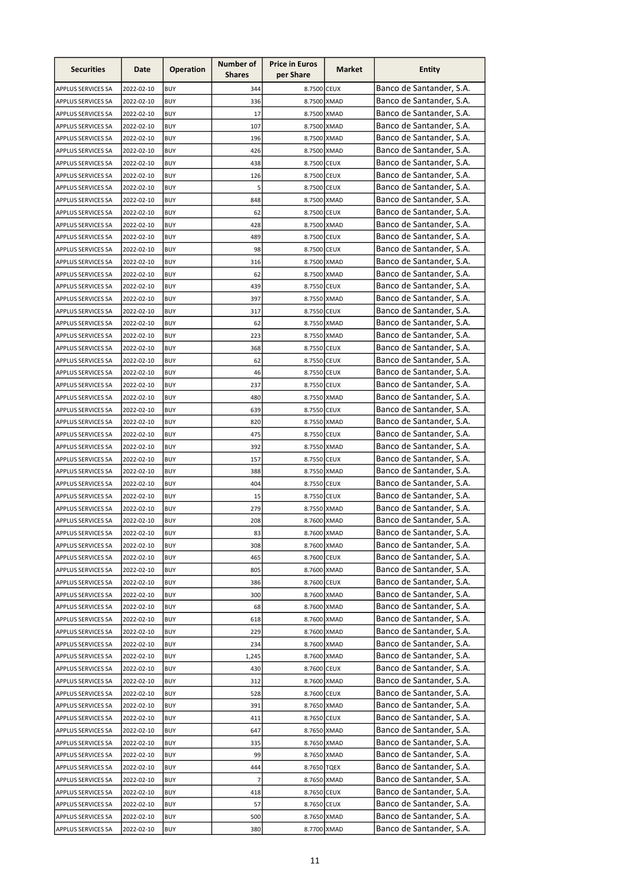| Securities | Date | Operation | Number of Shares | Price in Euros per Share | Market | Entity |
|---|---|---|---|---|---|---|
| APPLUS SERVICES SA | 2022-02-10 | BUY | 344 | 8.7500 | CEUX | Banco de Santander, S.A. |
| APPLUS SERVICES SA | 2022-02-10 | BUY | 336 | 8.7500 | XMAD | Banco de Santander, S.A. |
| APPLUS SERVICES SA | 2022-02-10 | BUY | 17 | 8.7500 | XMAD | Banco de Santander, S.A. |
| APPLUS SERVICES SA | 2022-02-10 | BUY | 107 | 8.7500 | XMAD | Banco de Santander, S.A. |
| APPLUS SERVICES SA | 2022-02-10 | BUY | 196 | 8.7500 | XMAD | Banco de Santander, S.A. |
| APPLUS SERVICES SA | 2022-02-10 | BUY | 426 | 8.7500 | XMAD | Banco de Santander, S.A. |
| APPLUS SERVICES SA | 2022-02-10 | BUY | 438 | 8.7500 | CEUX | Banco de Santander, S.A. |
| APPLUS SERVICES SA | 2022-02-10 | BUY | 126 | 8.7500 | CEUX | Banco de Santander, S.A. |
| APPLUS SERVICES SA | 2022-02-10 | BUY | 5 | 8.7500 | CEUX | Banco de Santander, S.A. |
| APPLUS SERVICES SA | 2022-02-10 | BUY | 848 | 8.7500 | XMAD | Banco de Santander, S.A. |
| APPLUS SERVICES SA | 2022-02-10 | BUY | 62 | 8.7500 | CEUX | Banco de Santander, S.A. |
| APPLUS SERVICES SA | 2022-02-10 | BUY | 428 | 8.7500 | XMAD | Banco de Santander, S.A. |
| APPLUS SERVICES SA | 2022-02-10 | BUY | 489 | 8.7500 | CEUX | Banco de Santander, S.A. |
| APPLUS SERVICES SA | 2022-02-10 | BUY | 98 | 8.7500 | CEUX | Banco de Santander, S.A. |
| APPLUS SERVICES SA | 2022-02-10 | BUY | 316 | 8.7500 | XMAD | Banco de Santander, S.A. |
| APPLUS SERVICES SA | 2022-02-10 | BUY | 62 | 8.7500 | XMAD | Banco de Santander, S.A. |
| APPLUS SERVICES SA | 2022-02-10 | BUY | 439 | 8.7550 | CEUX | Banco de Santander, S.A. |
| APPLUS SERVICES SA | 2022-02-10 | BUY | 397 | 8.7550 | XMAD | Banco de Santander, S.A. |
| APPLUS SERVICES SA | 2022-02-10 | BUY | 317 | 8.7550 | CEUX | Banco de Santander, S.A. |
| APPLUS SERVICES SA | 2022-02-10 | BUY | 62 | 8.7550 | XMAD | Banco de Santander, S.A. |
| APPLUS SERVICES SA | 2022-02-10 | BUY | 223 | 8.7550 | XMAD | Banco de Santander, S.A. |
| APPLUS SERVICES SA | 2022-02-10 | BUY | 368 | 8.7550 | CEUX | Banco de Santander, S.A. |
| APPLUS SERVICES SA | 2022-02-10 | BUY | 62 | 8.7550 | CEUX | Banco de Santander, S.A. |
| APPLUS SERVICES SA | 2022-02-10 | BUY | 46 | 8.7550 | CEUX | Banco de Santander, S.A. |
| APPLUS SERVICES SA | 2022-02-10 | BUY | 237 | 8.7550 | CEUX | Banco de Santander, S.A. |
| APPLUS SERVICES SA | 2022-02-10 | BUY | 480 | 8.7550 | XMAD | Banco de Santander, S.A. |
| APPLUS SERVICES SA | 2022-02-10 | BUY | 639 | 8.7550 | CEUX | Banco de Santander, S.A. |
| APPLUS SERVICES SA | 2022-02-10 | BUY | 820 | 8.7550 | XMAD | Banco de Santander, S.A. |
| APPLUS SERVICES SA | 2022-02-10 | BUY | 475 | 8.7550 | CEUX | Banco de Santander, S.A. |
| APPLUS SERVICES SA | 2022-02-10 | BUY | 392 | 8.7550 | XMAD | Banco de Santander, S.A. |
| APPLUS SERVICES SA | 2022-02-10 | BUY | 157 | 8.7550 | CEUX | Banco de Santander, S.A. |
| APPLUS SERVICES SA | 2022-02-10 | BUY | 388 | 8.7550 | XMAD | Banco de Santander, S.A. |
| APPLUS SERVICES SA | 2022-02-10 | BUY | 404 | 8.7550 | CEUX | Banco de Santander, S.A. |
| APPLUS SERVICES SA | 2022-02-10 | BUY | 15 | 8.7550 | CEUX | Banco de Santander, S.A. |
| APPLUS SERVICES SA | 2022-02-10 | BUY | 279 | 8.7550 | XMAD | Banco de Santander, S.A. |
| APPLUS SERVICES SA | 2022-02-10 | BUY | 208 | 8.7600 | XMAD | Banco de Santander, S.A. |
| APPLUS SERVICES SA | 2022-02-10 | BUY | 83 | 8.7600 | XMAD | Banco de Santander, S.A. |
| APPLUS SERVICES SA | 2022-02-10 | BUY | 308 | 8.7600 | XMAD | Banco de Santander, S.A. |
| APPLUS SERVICES SA | 2022-02-10 | BUY | 465 | 8.7600 | CEUX | Banco de Santander, S.A. |
| APPLUS SERVICES SA | 2022-02-10 | BUY | 805 | 8.7600 | XMAD | Banco de Santander, S.A. |
| APPLUS SERVICES SA | 2022-02-10 | BUY | 386 | 8.7600 | CEUX | Banco de Santander, S.A. |
| APPLUS SERVICES SA | 2022-02-10 | BUY | 300 | 8.7600 | XMAD | Banco de Santander, S.A. |
| APPLUS SERVICES SA | 2022-02-10 | BUY | 68 | 8.7600 | XMAD | Banco de Santander, S.A. |
| APPLUS SERVICES SA | 2022-02-10 | BUY | 618 | 8.7600 | XMAD | Banco de Santander, S.A. |
| APPLUS SERVICES SA | 2022-02-10 | BUY | 229 | 8.7600 | XMAD | Banco de Santander, S.A. |
| APPLUS SERVICES SA | 2022-02-10 | BUY | 234 | 8.7600 | XMAD | Banco de Santander, S.A. |
| APPLUS SERVICES SA | 2022-02-10 | BUY | 1,245 | 8.7600 | XMAD | Banco de Santander, S.A. |
| APPLUS SERVICES SA | 2022-02-10 | BUY | 430 | 8.7600 | CEUX | Banco de Santander, S.A. |
| APPLUS SERVICES SA | 2022-02-10 | BUY | 312 | 8.7600 | XMAD | Banco de Santander, S.A. |
| APPLUS SERVICES SA | 2022-02-10 | BUY | 528 | 8.7600 | CEUX | Banco de Santander, S.A. |
| APPLUS SERVICES SA | 2022-02-10 | BUY | 391 | 8.7650 | XMAD | Banco de Santander, S.A. |
| APPLUS SERVICES SA | 2022-02-10 | BUY | 411 | 8.7650 | CEUX | Banco de Santander, S.A. |
| APPLUS SERVICES SA | 2022-02-10 | BUY | 647 | 8.7650 | XMAD | Banco de Santander, S.A. |
| APPLUS SERVICES SA | 2022-02-10 | BUY | 335 | 8.7650 | XMAD | Banco de Santander, S.A. |
| APPLUS SERVICES SA | 2022-02-10 | BUY | 99 | 8.7650 | XMAD | Banco de Santander, S.A. |
| APPLUS SERVICES SA | 2022-02-10 | BUY | 444 | 8.7650 | TQEX | Banco de Santander, S.A. |
| APPLUS SERVICES SA | 2022-02-10 | BUY | 7 | 8.7650 | XMAD | Banco de Santander, S.A. |
| APPLUS SERVICES SA | 2022-02-10 | BUY | 418 | 8.7650 | CEUX | Banco de Santander, S.A. |
| APPLUS SERVICES SA | 2022-02-10 | BUY | 57 | 8.7650 | CEUX | Banco de Santander, S.A. |
| APPLUS SERVICES SA | 2022-02-10 | BUY | 500 | 8.7650 | XMAD | Banco de Santander, S.A. |
| APPLUS SERVICES SA | 2022-02-10 | BUY | 380 | 8.7700 | XMAD | Banco de Santander, S.A. |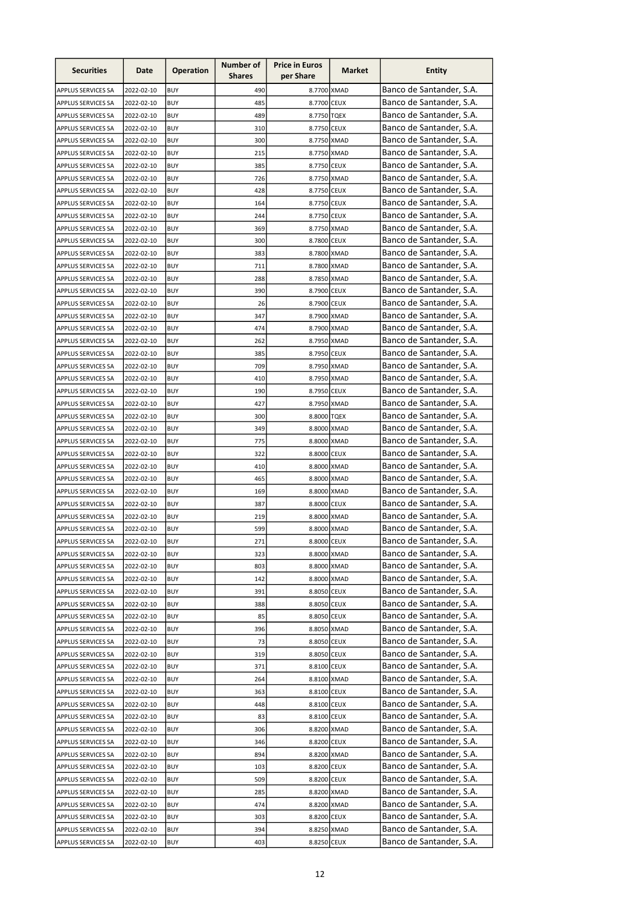| Securities | Date | Operation | Number of Shares | Price in Euros per Share | Market | Entity |
|---|---|---|---|---|---|---|
| APPLUS SERVICES SA | 2022-02-10 | BUY | 490 | 8.7700 | XMAD | Banco de Santander, S.A. |
| APPLUS SERVICES SA | 2022-02-10 | BUY | 485 | 8.7700 | CEUX | Banco de Santander, S.A. |
| APPLUS SERVICES SA | 2022-02-10 | BUY | 489 | 8.7750 | TQEX | Banco de Santander, S.A. |
| APPLUS SERVICES SA | 2022-02-10 | BUY | 310 | 8.7750 | CEUX | Banco de Santander, S.A. |
| APPLUS SERVICES SA | 2022-02-10 | BUY | 300 | 8.7750 | XMAD | Banco de Santander, S.A. |
| APPLUS SERVICES SA | 2022-02-10 | BUY | 215 | 8.7750 | XMAD | Banco de Santander, S.A. |
| APPLUS SERVICES SA | 2022-02-10 | BUY | 385 | 8.7750 | CEUX | Banco de Santander, S.A. |
| APPLUS SERVICES SA | 2022-02-10 | BUY | 726 | 8.7750 | XMAD | Banco de Santander, S.A. |
| APPLUS SERVICES SA | 2022-02-10 | BUY | 428 | 8.7750 | CEUX | Banco de Santander, S.A. |
| APPLUS SERVICES SA | 2022-02-10 | BUY | 164 | 8.7750 | CEUX | Banco de Santander, S.A. |
| APPLUS SERVICES SA | 2022-02-10 | BUY | 244 | 8.7750 | CEUX | Banco de Santander, S.A. |
| APPLUS SERVICES SA | 2022-02-10 | BUY | 369 | 8.7750 | XMAD | Banco de Santander, S.A. |
| APPLUS SERVICES SA | 2022-02-10 | BUY | 300 | 8.7800 | CEUX | Banco de Santander, S.A. |
| APPLUS SERVICES SA | 2022-02-10 | BUY | 383 | 8.7800 | XMAD | Banco de Santander, S.A. |
| APPLUS SERVICES SA | 2022-02-10 | BUY | 711 | 8.7800 | XMAD | Banco de Santander, S.A. |
| APPLUS SERVICES SA | 2022-02-10 | BUY | 288 | 8.7850 | XMAD | Banco de Santander, S.A. |
| APPLUS SERVICES SA | 2022-02-10 | BUY | 390 | 8.7900 | CEUX | Banco de Santander, S.A. |
| APPLUS SERVICES SA | 2022-02-10 | BUY | 26 | 8.7900 | CEUX | Banco de Santander, S.A. |
| APPLUS SERVICES SA | 2022-02-10 | BUY | 347 | 8.7900 | XMAD | Banco de Santander, S.A. |
| APPLUS SERVICES SA | 2022-02-10 | BUY | 474 | 8.7900 | XMAD | Banco de Santander, S.A. |
| APPLUS SERVICES SA | 2022-02-10 | BUY | 262 | 8.7950 | XMAD | Banco de Santander, S.A. |
| APPLUS SERVICES SA | 2022-02-10 | BUY | 385 | 8.7950 | CEUX | Banco de Santander, S.A. |
| APPLUS SERVICES SA | 2022-02-10 | BUY | 709 | 8.7950 | XMAD | Banco de Santander, S.A. |
| APPLUS SERVICES SA | 2022-02-10 | BUY | 410 | 8.7950 | XMAD | Banco de Santander, S.A. |
| APPLUS SERVICES SA | 2022-02-10 | BUY | 190 | 8.7950 | CEUX | Banco de Santander, S.A. |
| APPLUS SERVICES SA | 2022-02-10 | BUY | 427 | 8.7950 | XMAD | Banco de Santander, S.A. |
| APPLUS SERVICES SA | 2022-02-10 | BUY | 300 | 8.8000 | TQEX | Banco de Santander, S.A. |
| APPLUS SERVICES SA | 2022-02-10 | BUY | 349 | 8.8000 | XMAD | Banco de Santander, S.A. |
| APPLUS SERVICES SA | 2022-02-10 | BUY | 775 | 8.8000 | XMAD | Banco de Santander, S.A. |
| APPLUS SERVICES SA | 2022-02-10 | BUY | 322 | 8.8000 | CEUX | Banco de Santander, S.A. |
| APPLUS SERVICES SA | 2022-02-10 | BUY | 410 | 8.8000 | XMAD | Banco de Santander, S.A. |
| APPLUS SERVICES SA | 2022-02-10 | BUY | 465 | 8.8000 | XMAD | Banco de Santander, S.A. |
| APPLUS SERVICES SA | 2022-02-10 | BUY | 169 | 8.8000 | XMAD | Banco de Santander, S.A. |
| APPLUS SERVICES SA | 2022-02-10 | BUY | 387 | 8.8000 | CEUX | Banco de Santander, S.A. |
| APPLUS SERVICES SA | 2022-02-10 | BUY | 219 | 8.8000 | XMAD | Banco de Santander, S.A. |
| APPLUS SERVICES SA | 2022-02-10 | BUY | 599 | 8.8000 | XMAD | Banco de Santander, S.A. |
| APPLUS SERVICES SA | 2022-02-10 | BUY | 271 | 8.8000 | CEUX | Banco de Santander, S.A. |
| APPLUS SERVICES SA | 2022-02-10 | BUY | 323 | 8.8000 | XMAD | Banco de Santander, S.A. |
| APPLUS SERVICES SA | 2022-02-10 | BUY | 803 | 8.8000 | XMAD | Banco de Santander, S.A. |
| APPLUS SERVICES SA | 2022-02-10 | BUY | 142 | 8.8000 | XMAD | Banco de Santander, S.A. |
| APPLUS SERVICES SA | 2022-02-10 | BUY | 391 | 8.8050 | CEUX | Banco de Santander, S.A. |
| APPLUS SERVICES SA | 2022-02-10 | BUY | 388 | 8.8050 | CEUX | Banco de Santander, S.A. |
| APPLUS SERVICES SA | 2022-02-10 | BUY | 85 | 8.8050 | CEUX | Banco de Santander, S.A. |
| APPLUS SERVICES SA | 2022-02-10 | BUY | 396 | 8.8050 | XMAD | Banco de Santander, S.A. |
| APPLUS SERVICES SA | 2022-02-10 | BUY | 73 | 8.8050 | CEUX | Banco de Santander, S.A. |
| APPLUS SERVICES SA | 2022-02-10 | BUY | 319 | 8.8050 | CEUX | Banco de Santander, S.A. |
| APPLUS SERVICES SA | 2022-02-10 | BUY | 371 | 8.8100 | CEUX | Banco de Santander, S.A. |
| APPLUS SERVICES SA | 2022-02-10 | BUY | 264 | 8.8100 | XMAD | Banco de Santander, S.A. |
| APPLUS SERVICES SA | 2022-02-10 | BUY | 363 | 8.8100 | CEUX | Banco de Santander, S.A. |
| APPLUS SERVICES SA | 2022-02-10 | BUY | 448 | 8.8100 | CEUX | Banco de Santander, S.A. |
| APPLUS SERVICES SA | 2022-02-10 | BUY | 83 | 8.8100 | CEUX | Banco de Santander, S.A. |
| APPLUS SERVICES SA | 2022-02-10 | BUY | 306 | 8.8200 | XMAD | Banco de Santander, S.A. |
| APPLUS SERVICES SA | 2022-02-10 | BUY | 346 | 8.8200 | CEUX | Banco de Santander, S.A. |
| APPLUS SERVICES SA | 2022-02-10 | BUY | 894 | 8.8200 | XMAD | Banco de Santander, S.A. |
| APPLUS SERVICES SA | 2022-02-10 | BUY | 103 | 8.8200 | CEUX | Banco de Santander, S.A. |
| APPLUS SERVICES SA | 2022-02-10 | BUY | 509 | 8.8200 | CEUX | Banco de Santander, S.A. |
| APPLUS SERVICES SA | 2022-02-10 | BUY | 285 | 8.8200 | XMAD | Banco de Santander, S.A. |
| APPLUS SERVICES SA | 2022-02-10 | BUY | 474 | 8.8200 | XMAD | Banco de Santander, S.A. |
| APPLUS SERVICES SA | 2022-02-10 | BUY | 303 | 8.8200 | CEUX | Banco de Santander, S.A. |
| APPLUS SERVICES SA | 2022-02-10 | BUY | 394 | 8.8250 | XMAD | Banco de Santander, S.A. |
| APPLUS SERVICES SA | 2022-02-10 | BUY | 403 | 8.8250 | CEUX | Banco de Santander, S.A. |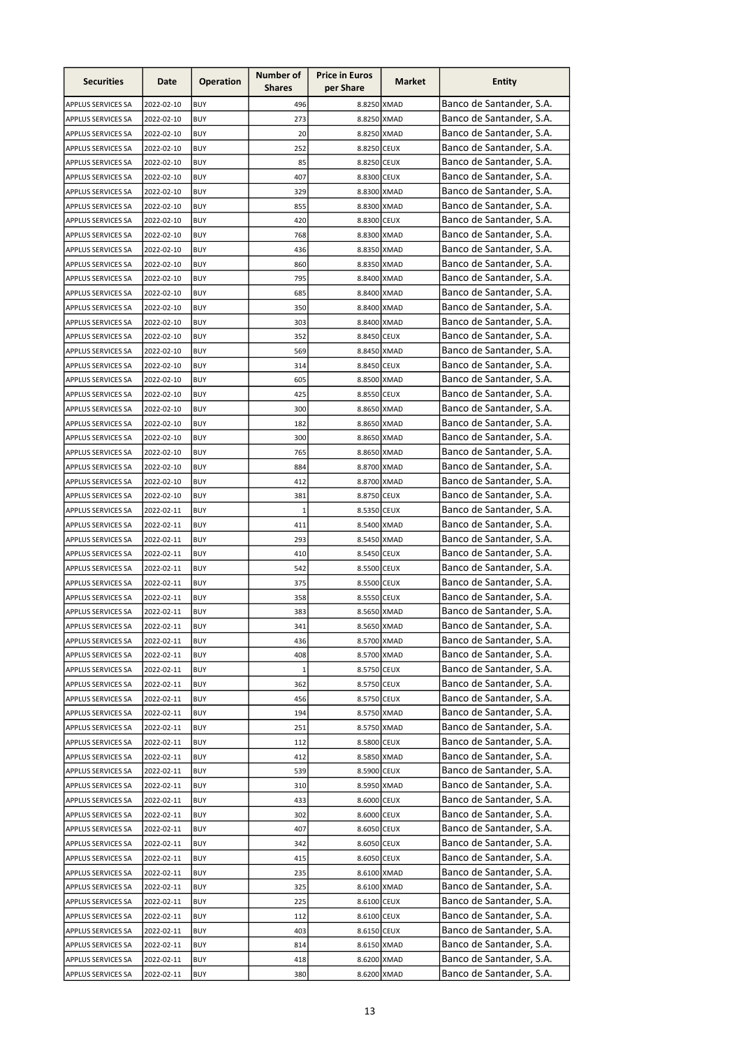| Securities | Date | Operation | Number of Shares | Price in Euros per Share | Market | Entity |
|---|---|---|---|---|---|---|
| APPLUS SERVICES SA | 2022-02-10 | BUY | 496 | 8.8250 | XMAD | Banco de Santander, S.A. |
| APPLUS SERVICES SA | 2022-02-10 | BUY | 273 | 8.8250 | XMAD | Banco de Santander, S.A. |
| APPLUS SERVICES SA | 2022-02-10 | BUY | 20 | 8.8250 | XMAD | Banco de Santander, S.A. |
| APPLUS SERVICES SA | 2022-02-10 | BUY | 252 | 8.8250 | CEUX | Banco de Santander, S.A. |
| APPLUS SERVICES SA | 2022-02-10 | BUY | 85 | 8.8250 | CEUX | Banco de Santander, S.A. |
| APPLUS SERVICES SA | 2022-02-10 | BUY | 407 | 8.8300 | CEUX | Banco de Santander, S.A. |
| APPLUS SERVICES SA | 2022-02-10 | BUY | 329 | 8.8300 | XMAD | Banco de Santander, S.A. |
| APPLUS SERVICES SA | 2022-02-10 | BUY | 855 | 8.8300 | XMAD | Banco de Santander, S.A. |
| APPLUS SERVICES SA | 2022-02-10 | BUY | 420 | 8.8300 | CEUX | Banco de Santander, S.A. |
| APPLUS SERVICES SA | 2022-02-10 | BUY | 768 | 8.8300 | XMAD | Banco de Santander, S.A. |
| APPLUS SERVICES SA | 2022-02-10 | BUY | 436 | 8.8350 | XMAD | Banco de Santander, S.A. |
| APPLUS SERVICES SA | 2022-02-10 | BUY | 860 | 8.8350 | XMAD | Banco de Santander, S.A. |
| APPLUS SERVICES SA | 2022-02-10 | BUY | 795 | 8.8400 | XMAD | Banco de Santander, S.A. |
| APPLUS SERVICES SA | 2022-02-10 | BUY | 685 | 8.8400 | XMAD | Banco de Santander, S.A. |
| APPLUS SERVICES SA | 2022-02-10 | BUY | 350 | 8.8400 | XMAD | Banco de Santander, S.A. |
| APPLUS SERVICES SA | 2022-02-10 | BUY | 303 | 8.8400 | XMAD | Banco de Santander, S.A. |
| APPLUS SERVICES SA | 2022-02-10 | BUY | 352 | 8.8450 | CEUX | Banco de Santander, S.A. |
| APPLUS SERVICES SA | 2022-02-10 | BUY | 569 | 8.8450 | XMAD | Banco de Santander, S.A. |
| APPLUS SERVICES SA | 2022-02-10 | BUY | 314 | 8.8450 | CEUX | Banco de Santander, S.A. |
| APPLUS SERVICES SA | 2022-02-10 | BUY | 605 | 8.8500 | XMAD | Banco de Santander, S.A. |
| APPLUS SERVICES SA | 2022-02-10 | BUY | 425 | 8.8550 | CEUX | Banco de Santander, S.A. |
| APPLUS SERVICES SA | 2022-02-10 | BUY | 300 | 8.8650 | XMAD | Banco de Santander, S.A. |
| APPLUS SERVICES SA | 2022-02-10 | BUY | 182 | 8.8650 | XMAD | Banco de Santander, S.A. |
| APPLUS SERVICES SA | 2022-02-10 | BUY | 300 | 8.8650 | XMAD | Banco de Santander, S.A. |
| APPLUS SERVICES SA | 2022-02-10 | BUY | 765 | 8.8650 | XMAD | Banco de Santander, S.A. |
| APPLUS SERVICES SA | 2022-02-10 | BUY | 884 | 8.8700 | XMAD | Banco de Santander, S.A. |
| APPLUS SERVICES SA | 2022-02-10 | BUY | 412 | 8.8700 | XMAD | Banco de Santander, S.A. |
| APPLUS SERVICES SA | 2022-02-10 | BUY | 381 | 8.8750 | CEUX | Banco de Santander, S.A. |
| APPLUS SERVICES SA | 2022-02-11 | BUY | 1 | 8.5350 | CEUX | Banco de Santander, S.A. |
| APPLUS SERVICES SA | 2022-02-11 | BUY | 411 | 8.5400 | XMAD | Banco de Santander, S.A. |
| APPLUS SERVICES SA | 2022-02-11 | BUY | 293 | 8.5450 | XMAD | Banco de Santander, S.A. |
| APPLUS SERVICES SA | 2022-02-11 | BUY | 410 | 8.5450 | CEUX | Banco de Santander, S.A. |
| APPLUS SERVICES SA | 2022-02-11 | BUY | 542 | 8.5500 | CEUX | Banco de Santander, S.A. |
| APPLUS SERVICES SA | 2022-02-11 | BUY | 375 | 8.5500 | CEUX | Banco de Santander, S.A. |
| APPLUS SERVICES SA | 2022-02-11 | BUY | 358 | 8.5550 | CEUX | Banco de Santander, S.A. |
| APPLUS SERVICES SA | 2022-02-11 | BUY | 383 | 8.5650 | XMAD | Banco de Santander, S.A. |
| APPLUS SERVICES SA | 2022-02-11 | BUY | 341 | 8.5650 | XMAD | Banco de Santander, S.A. |
| APPLUS SERVICES SA | 2022-02-11 | BUY | 436 | 8.5700 | XMAD | Banco de Santander, S.A. |
| APPLUS SERVICES SA | 2022-02-11 | BUY | 408 | 8.5700 | XMAD | Banco de Santander, S.A. |
| APPLUS SERVICES SA | 2022-02-11 | BUY | 1 | 8.5750 | CEUX | Banco de Santander, S.A. |
| APPLUS SERVICES SA | 2022-02-11 | BUY | 362 | 8.5750 | CEUX | Banco de Santander, S.A. |
| APPLUS SERVICES SA | 2022-02-11 | BUY | 456 | 8.5750 | CEUX | Banco de Santander, S.A. |
| APPLUS SERVICES SA | 2022-02-11 | BUY | 194 | 8.5750 | XMAD | Banco de Santander, S.A. |
| APPLUS SERVICES SA | 2022-02-11 | BUY | 251 | 8.5750 | XMAD | Banco de Santander, S.A. |
| APPLUS SERVICES SA | 2022-02-11 | BUY | 112 | 8.5800 | CEUX | Banco de Santander, S.A. |
| APPLUS SERVICES SA | 2022-02-11 | BUY | 412 | 8.5850 | XMAD | Banco de Santander, S.A. |
| APPLUS SERVICES SA | 2022-02-11 | BUY | 539 | 8.5900 | CEUX | Banco de Santander, S.A. |
| APPLUS SERVICES SA | 2022-02-11 | BUY | 310 | 8.5950 | XMAD | Banco de Santander, S.A. |
| APPLUS SERVICES SA | 2022-02-11 | BUY | 433 | 8.6000 | CEUX | Banco de Santander, S.A. |
| APPLUS SERVICES SA | 2022-02-11 | BUY | 302 | 8.6000 | CEUX | Banco de Santander, S.A. |
| APPLUS SERVICES SA | 2022-02-11 | BUY | 407 | 8.6050 | CEUX | Banco de Santander, S.A. |
| APPLUS SERVICES SA | 2022-02-11 | BUY | 342 | 8.6050 | CEUX | Banco de Santander, S.A. |
| APPLUS SERVICES SA | 2022-02-11 | BUY | 415 | 8.6050 | CEUX | Banco de Santander, S.A. |
| APPLUS SERVICES SA | 2022-02-11 | BUY | 235 | 8.6100 | XMAD | Banco de Santander, S.A. |
| APPLUS SERVICES SA | 2022-02-11 | BUY | 325 | 8.6100 | XMAD | Banco de Santander, S.A. |
| APPLUS SERVICES SA | 2022-02-11 | BUY | 225 | 8.6100 | CEUX | Banco de Santander, S.A. |
| APPLUS SERVICES SA | 2022-02-11 | BUY | 112 | 8.6100 | CEUX | Banco de Santander, S.A. |
| APPLUS SERVICES SA | 2022-02-11 | BUY | 403 | 8.6150 | CEUX | Banco de Santander, S.A. |
| APPLUS SERVICES SA | 2022-02-11 | BUY | 814 | 8.6150 | XMAD | Banco de Santander, S.A. |
| APPLUS SERVICES SA | 2022-02-11 | BUY | 418 | 8.6200 | XMAD | Banco de Santander, S.A. |
| APPLUS SERVICES SA | 2022-02-11 | BUY | 380 | 8.6200 | XMAD | Banco de Santander, S.A. |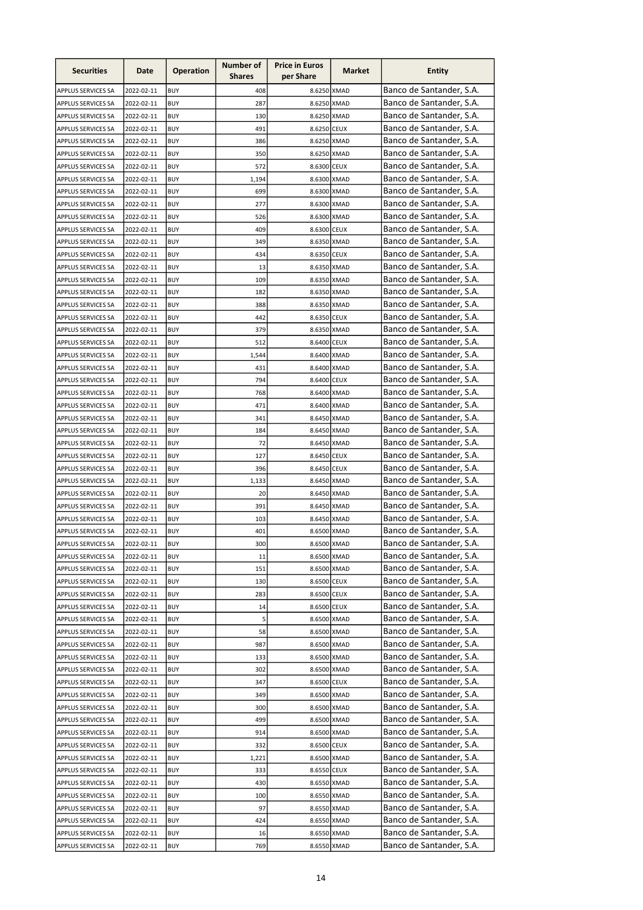| Securities | Date | Operation | Number of Shares | Price in Euros per Share | Market | Entity |
|---|---|---|---|---|---|---|
| APPLUS SERVICES SA | 2022-02-11 | BUY | 408 | 8.6250 | XMAD | Banco de Santander, S.A. |
| APPLUS SERVICES SA | 2022-02-11 | BUY | 287 | 8.6250 | XMAD | Banco de Santander, S.A. |
| APPLUS SERVICES SA | 2022-02-11 | BUY | 130 | 8.6250 | XMAD | Banco de Santander, S.A. |
| APPLUS SERVICES SA | 2022-02-11 | BUY | 491 | 8.6250 | CEUX | Banco de Santander, S.A. |
| APPLUS SERVICES SA | 2022-02-11 | BUY | 386 | 8.6250 | XMAD | Banco de Santander, S.A. |
| APPLUS SERVICES SA | 2022-02-11 | BUY | 350 | 8.6250 | XMAD | Banco de Santander, S.A. |
| APPLUS SERVICES SA | 2022-02-11 | BUY | 572 | 8.6300 | CEUX | Banco de Santander, S.A. |
| APPLUS SERVICES SA | 2022-02-11 | BUY | 1,194 | 8.6300 | XMAD | Banco de Santander, S.A. |
| APPLUS SERVICES SA | 2022-02-11 | BUY | 699 | 8.6300 | XMAD | Banco de Santander, S.A. |
| APPLUS SERVICES SA | 2022-02-11 | BUY | 277 | 8.6300 | XMAD | Banco de Santander, S.A. |
| APPLUS SERVICES SA | 2022-02-11 | BUY | 526 | 8.6300 | XMAD | Banco de Santander, S.A. |
| APPLUS SERVICES SA | 2022-02-11 | BUY | 409 | 8.6300 | CEUX | Banco de Santander, S.A. |
| APPLUS SERVICES SA | 2022-02-11 | BUY | 349 | 8.6350 | XMAD | Banco de Santander, S.A. |
| APPLUS SERVICES SA | 2022-02-11 | BUY | 434 | 8.6350 | CEUX | Banco de Santander, S.A. |
| APPLUS SERVICES SA | 2022-02-11 | BUY | 13 | 8.6350 | XMAD | Banco de Santander, S.A. |
| APPLUS SERVICES SA | 2022-02-11 | BUY | 109 | 8.6350 | XMAD | Banco de Santander, S.A. |
| APPLUS SERVICES SA | 2022-02-11 | BUY | 182 | 8.6350 | XMAD | Banco de Santander, S.A. |
| APPLUS SERVICES SA | 2022-02-11 | BUY | 388 | 8.6350 | XMAD | Banco de Santander, S.A. |
| APPLUS SERVICES SA | 2022-02-11 | BUY | 442 | 8.6350 | CEUX | Banco de Santander, S.A. |
| APPLUS SERVICES SA | 2022-02-11 | BUY | 379 | 8.6350 | XMAD | Banco de Santander, S.A. |
| APPLUS SERVICES SA | 2022-02-11 | BUY | 512 | 8.6400 | CEUX | Banco de Santander, S.A. |
| APPLUS SERVICES SA | 2022-02-11 | BUY | 1,544 | 8.6400 | XMAD | Banco de Santander, S.A. |
| APPLUS SERVICES SA | 2022-02-11 | BUY | 431 | 8.6400 | XMAD | Banco de Santander, S.A. |
| APPLUS SERVICES SA | 2022-02-11 | BUY | 794 | 8.6400 | CEUX | Banco de Santander, S.A. |
| APPLUS SERVICES SA | 2022-02-11 | BUY | 768 | 8.6400 | XMAD | Banco de Santander, S.A. |
| APPLUS SERVICES SA | 2022-02-11 | BUY | 471 | 8.6400 | XMAD | Banco de Santander, S.A. |
| APPLUS SERVICES SA | 2022-02-11 | BUY | 341 | 8.6450 | XMAD | Banco de Santander, S.A. |
| APPLUS SERVICES SA | 2022-02-11 | BUY | 184 | 8.6450 | XMAD | Banco de Santander, S.A. |
| APPLUS SERVICES SA | 2022-02-11 | BUY | 72 | 8.6450 | XMAD | Banco de Santander, S.A. |
| APPLUS SERVICES SA | 2022-02-11 | BUY | 127 | 8.6450 | CEUX | Banco de Santander, S.A. |
| APPLUS SERVICES SA | 2022-02-11 | BUY | 396 | 8.6450 | CEUX | Banco de Santander, S.A. |
| APPLUS SERVICES SA | 2022-02-11 | BUY | 1,133 | 8.6450 | XMAD | Banco de Santander, S.A. |
| APPLUS SERVICES SA | 2022-02-11 | BUY | 20 | 8.6450 | XMAD | Banco de Santander, S.A. |
| APPLUS SERVICES SA | 2022-02-11 | BUY | 391 | 8.6450 | XMAD | Banco de Santander, S.A. |
| APPLUS SERVICES SA | 2022-02-11 | BUY | 103 | 8.6450 | XMAD | Banco de Santander, S.A. |
| APPLUS SERVICES SA | 2022-02-11 | BUY | 401 | 8.6500 | XMAD | Banco de Santander, S.A. |
| APPLUS SERVICES SA | 2022-02-11 | BUY | 300 | 8.6500 | XMAD | Banco de Santander, S.A. |
| APPLUS SERVICES SA | 2022-02-11 | BUY | 11 | 8.6500 | XMAD | Banco de Santander, S.A. |
| APPLUS SERVICES SA | 2022-02-11 | BUY | 151 | 8.6500 | XMAD | Banco de Santander, S.A. |
| APPLUS SERVICES SA | 2022-02-11 | BUY | 130 | 8.6500 | CEUX | Banco de Santander, S.A. |
| APPLUS SERVICES SA | 2022-02-11 | BUY | 283 | 8.6500 | CEUX | Banco de Santander, S.A. |
| APPLUS SERVICES SA | 2022-02-11 | BUY | 14 | 8.6500 | CEUX | Banco de Santander, S.A. |
| APPLUS SERVICES SA | 2022-02-11 | BUY | 5 | 8.6500 | XMAD | Banco de Santander, S.A. |
| APPLUS SERVICES SA | 2022-02-11 | BUY | 58 | 8.6500 | XMAD | Banco de Santander, S.A. |
| APPLUS SERVICES SA | 2022-02-11 | BUY | 987 | 8.6500 | XMAD | Banco de Santander, S.A. |
| APPLUS SERVICES SA | 2022-02-11 | BUY | 133 | 8.6500 | XMAD | Banco de Santander, S.A. |
| APPLUS SERVICES SA | 2022-02-11 | BUY | 302 | 8.6500 | XMAD | Banco de Santander, S.A. |
| APPLUS SERVICES SA | 2022-02-11 | BUY | 347 | 8.6500 | CEUX | Banco de Santander, S.A. |
| APPLUS SERVICES SA | 2022-02-11 | BUY | 349 | 8.6500 | XMAD | Banco de Santander, S.A. |
| APPLUS SERVICES SA | 2022-02-11 | BUY | 300 | 8.6500 | XMAD | Banco de Santander, S.A. |
| APPLUS SERVICES SA | 2022-02-11 | BUY | 499 | 8.6500 | XMAD | Banco de Santander, S.A. |
| APPLUS SERVICES SA | 2022-02-11 | BUY | 914 | 8.6500 | XMAD | Banco de Santander, S.A. |
| APPLUS SERVICES SA | 2022-02-11 | BUY | 332 | 8.6500 | CEUX | Banco de Santander, S.A. |
| APPLUS SERVICES SA | 2022-02-11 | BUY | 1,221 | 8.6500 | XMAD | Banco de Santander, S.A. |
| APPLUS SERVICES SA | 2022-02-11 | BUY | 333 | 8.6550 | CEUX | Banco de Santander, S.A. |
| APPLUS SERVICES SA | 2022-02-11 | BUY | 430 | 8.6550 | XMAD | Banco de Santander, S.A. |
| APPLUS SERVICES SA | 2022-02-11 | BUY | 100 | 8.6550 | XMAD | Banco de Santander, S.A. |
| APPLUS SERVICES SA | 2022-02-11 | BUY | 97 | 8.6550 | XMAD | Banco de Santander, S.A. |
| APPLUS SERVICES SA | 2022-02-11 | BUY | 424 | 8.6550 | XMAD | Banco de Santander, S.A. |
| APPLUS SERVICES SA | 2022-02-11 | BUY | 16 | 8.6550 | XMAD | Banco de Santander, S.A. |
| APPLUS SERVICES SA | 2022-02-11 | BUY | 769 | 8.6550 | XMAD | Banco de Santander, S.A. |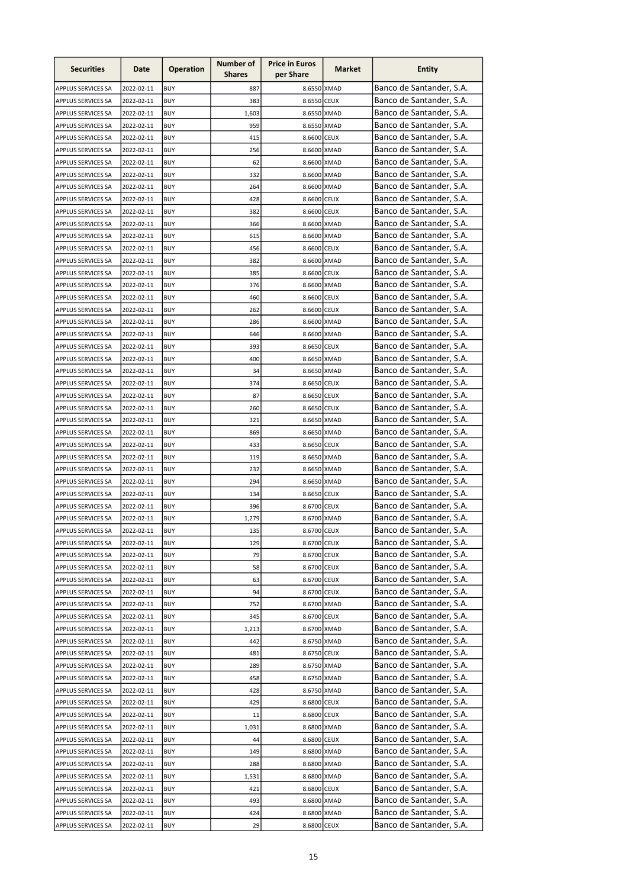| Securities | Date | Operation | Number of Shares | Price in Euros per Share | Market | Entity |
|---|---|---|---|---|---|---|
| APPLUS SERVICES SA | 2022-02-11 | BUY | 887 | 8.6550 | XMAD | Banco de Santander, S.A. |
| APPLUS SERVICES SA | 2022-02-11 | BUY | 383 | 8.6550 | CEUX | Banco de Santander, S.A. |
| APPLUS SERVICES SA | 2022-02-11 | BUY | 1,603 | 8.6550 | XMAD | Banco de Santander, S.A. |
| APPLUS SERVICES SA | 2022-02-11 | BUY | 959 | 8.6550 | XMAD | Banco de Santander, S.A. |
| APPLUS SERVICES SA | 2022-02-11 | BUY | 415 | 8.6600 | CEUX | Banco de Santander, S.A. |
| APPLUS SERVICES SA | 2022-02-11 | BUY | 256 | 8.6600 | XMAD | Banco de Santander, S.A. |
| APPLUS SERVICES SA | 2022-02-11 | BUY | 62 | 8.6600 | XMAD | Banco de Santander, S.A. |
| APPLUS SERVICES SA | 2022-02-11 | BUY | 332 | 8.6600 | XMAD | Banco de Santander, S.A. |
| APPLUS SERVICES SA | 2022-02-11 | BUY | 264 | 8.6600 | XMAD | Banco de Santander, S.A. |
| APPLUS SERVICES SA | 2022-02-11 | BUY | 428 | 8.6600 | CEUX | Banco de Santander, S.A. |
| APPLUS SERVICES SA | 2022-02-11 | BUY | 382 | 8.6600 | CEUX | Banco de Santander, S.A. |
| APPLUS SERVICES SA | 2022-02-11 | BUY | 366 | 8.6600 | XMAD | Banco de Santander, S.A. |
| APPLUS SERVICES SA | 2022-02-11 | BUY | 615 | 8.6600 | XMAD | Banco de Santander, S.A. |
| APPLUS SERVICES SA | 2022-02-11 | BUY | 456 | 8.6600 | CEUX | Banco de Santander, S.A. |
| APPLUS SERVICES SA | 2022-02-11 | BUY | 382 | 8.6600 | XMAD | Banco de Santander, S.A. |
| APPLUS SERVICES SA | 2022-02-11 | BUY | 385 | 8.6600 | CEUX | Banco de Santander, S.A. |
| APPLUS SERVICES SA | 2022-02-11 | BUY | 376 | 8.6600 | XMAD | Banco de Santander, S.A. |
| APPLUS SERVICES SA | 2022-02-11 | BUY | 460 | 8.6600 | CEUX | Banco de Santander, S.A. |
| APPLUS SERVICES SA | 2022-02-11 | BUY | 262 | 8.6600 | CEUX | Banco de Santander, S.A. |
| APPLUS SERVICES SA | 2022-02-11 | BUY | 286 | 8.6600 | XMAD | Banco de Santander, S.A. |
| APPLUS SERVICES SA | 2022-02-11 | BUY | 646 | 8.6600 | XMAD | Banco de Santander, S.A. |
| APPLUS SERVICES SA | 2022-02-11 | BUY | 393 | 8.6650 | CEUX | Banco de Santander, S.A. |
| APPLUS SERVICES SA | 2022-02-11 | BUY | 400 | 8.6650 | XMAD | Banco de Santander, S.A. |
| APPLUS SERVICES SA | 2022-02-11 | BUY | 34 | 8.6650 | XMAD | Banco de Santander, S.A. |
| APPLUS SERVICES SA | 2022-02-11 | BUY | 374 | 8.6650 | CEUX | Banco de Santander, S.A. |
| APPLUS SERVICES SA | 2022-02-11 | BUY | 87 | 8.6650 | CEUX | Banco de Santander, S.A. |
| APPLUS SERVICES SA | 2022-02-11 | BUY | 260 | 8.6650 | CEUX | Banco de Santander, S.A. |
| APPLUS SERVICES SA | 2022-02-11 | BUY | 321 | 8.6650 | XMAD | Banco de Santander, S.A. |
| APPLUS SERVICES SA | 2022-02-11 | BUY | 869 | 8.6650 | XMAD | Banco de Santander, S.A. |
| APPLUS SERVICES SA | 2022-02-11 | BUY | 433 | 8.6650 | CEUX | Banco de Santander, S.A. |
| APPLUS SERVICES SA | 2022-02-11 | BUY | 119 | 8.6650 | XMAD | Banco de Santander, S.A. |
| APPLUS SERVICES SA | 2022-02-11 | BUY | 232 | 8.6650 | XMAD | Banco de Santander, S.A. |
| APPLUS SERVICES SA | 2022-02-11 | BUY | 294 | 8.6650 | XMAD | Banco de Santander, S.A. |
| APPLUS SERVICES SA | 2022-02-11 | BUY | 134 | 8.6650 | CEUX | Banco de Santander, S.A. |
| APPLUS SERVICES SA | 2022-02-11 | BUY | 396 | 8.6700 | CEUX | Banco de Santander, S.A. |
| APPLUS SERVICES SA | 2022-02-11 | BUY | 1,279 | 8.6700 | XMAD | Banco de Santander, S.A. |
| APPLUS SERVICES SA | 2022-02-11 | BUY | 135 | 8.6700 | CEUX | Banco de Santander, S.A. |
| APPLUS SERVICES SA | 2022-02-11 | BUY | 129 | 8.6700 | CEUX | Banco de Santander, S.A. |
| APPLUS SERVICES SA | 2022-02-11 | BUY | 79 | 8.6700 | CEUX | Banco de Santander, S.A. |
| APPLUS SERVICES SA | 2022-02-11 | BUY | 58 | 8.6700 | CEUX | Banco de Santander, S.A. |
| APPLUS SERVICES SA | 2022-02-11 | BUY | 63 | 8.6700 | CEUX | Banco de Santander, S.A. |
| APPLUS SERVICES SA | 2022-02-11 | BUY | 94 | 8.6700 | CEUX | Banco de Santander, S.A. |
| APPLUS SERVICES SA | 2022-02-11 | BUY | 752 | 8.6700 | XMAD | Banco de Santander, S.A. |
| APPLUS SERVICES SA | 2022-02-11 | BUY | 345 | 8.6700 | CEUX | Banco de Santander, S.A. |
| APPLUS SERVICES SA | 2022-02-11 | BUY | 1,213 | 8.6700 | XMAD | Banco de Santander, S.A. |
| APPLUS SERVICES SA | 2022-02-11 | BUY | 442 | 8.6750 | XMAD | Banco de Santander, S.A. |
| APPLUS SERVICES SA | 2022-02-11 | BUY | 481 | 8.6750 | CEUX | Banco de Santander, S.A. |
| APPLUS SERVICES SA | 2022-02-11 | BUY | 289 | 8.6750 | XMAD | Banco de Santander, S.A. |
| APPLUS SERVICES SA | 2022-02-11 | BUY | 458 | 8.6750 | XMAD | Banco de Santander, S.A. |
| APPLUS SERVICES SA | 2022-02-11 | BUY | 428 | 8.6750 | XMAD | Banco de Santander, S.A. |
| APPLUS SERVICES SA | 2022-02-11 | BUY | 429 | 8.6800 | CEUX | Banco de Santander, S.A. |
| APPLUS SERVICES SA | 2022-02-11 | BUY | 11 | 8.6800 | CEUX | Banco de Santander, S.A. |
| APPLUS SERVICES SA | 2022-02-11 | BUY | 1,031 | 8.6800 | XMAD | Banco de Santander, S.A. |
| APPLUS SERVICES SA | 2022-02-11 | BUY | 44 | 8.6800 | CEUX | Banco de Santander, S.A. |
| APPLUS SERVICES SA | 2022-02-11 | BUY | 149 | 8.6800 | XMAD | Banco de Santander, S.A. |
| APPLUS SERVICES SA | 2022-02-11 | BUY | 288 | 8.6800 | XMAD | Banco de Santander, S.A. |
| APPLUS SERVICES SA | 2022-02-11 | BUY | 1,531 | 8.6800 | XMAD | Banco de Santander, S.A. |
| APPLUS SERVICES SA | 2022-02-11 | BUY | 421 | 8.6800 | CEUX | Banco de Santander, S.A. |
| APPLUS SERVICES SA | 2022-02-11 | BUY | 493 | 8.6800 | XMAD | Banco de Santander, S.A. |
| APPLUS SERVICES SA | 2022-02-11 | BUY | 424 | 8.6800 | XMAD | Banco de Santander, S.A. |
| APPLUS SERVICES SA | 2022-02-11 | BUY | 29 | 8.6800 | CEUX | Banco de Santander, S.A. |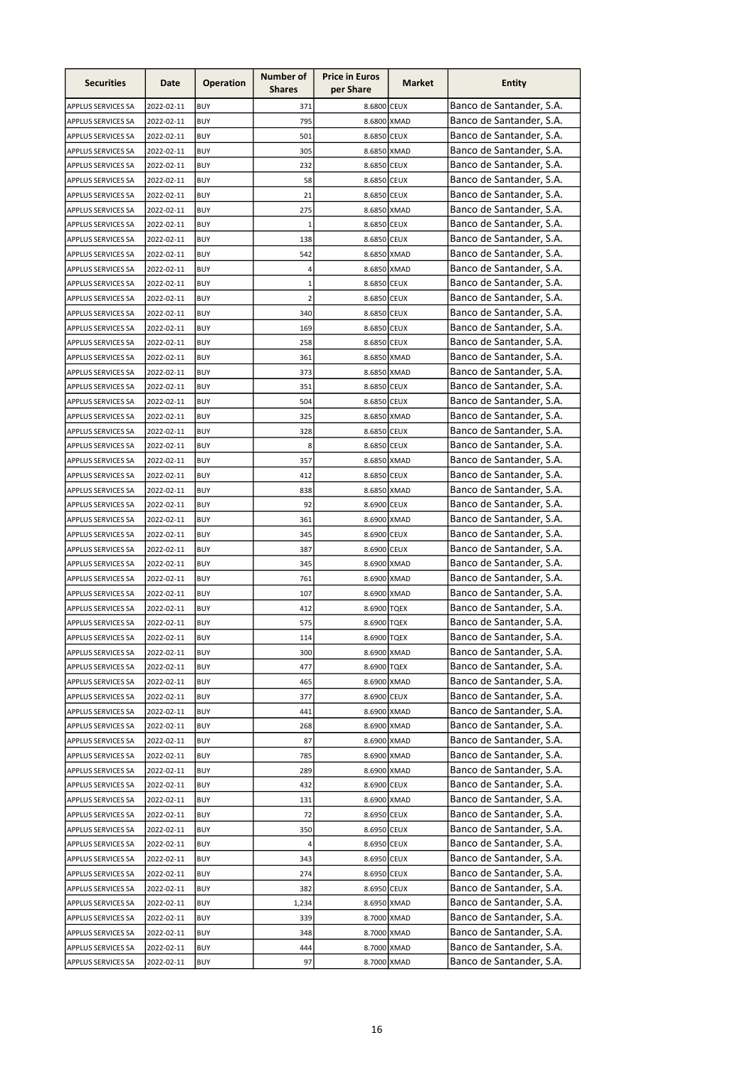| Securities | Date | Operation | Number of Shares | Price in Euros per Share | Market | Entity |
|---|---|---|---|---|---|---|
| APPLUS SERVICES SA | 2022-02-11 | BUY | 371 | 8.6800 | CEUX | Banco de Santander, S.A. |
| APPLUS SERVICES SA | 2022-02-11 | BUY | 795 | 8.6800 | XMAD | Banco de Santander, S.A. |
| APPLUS SERVICES SA | 2022-02-11 | BUY | 501 | 8.6850 | CEUX | Banco de Santander, S.A. |
| APPLUS SERVICES SA | 2022-02-11 | BUY | 305 | 8.6850 | XMAD | Banco de Santander, S.A. |
| APPLUS SERVICES SA | 2022-02-11 | BUY | 232 | 8.6850 | CEUX | Banco de Santander, S.A. |
| APPLUS SERVICES SA | 2022-02-11 | BUY | 58 | 8.6850 | CEUX | Banco de Santander, S.A. |
| APPLUS SERVICES SA | 2022-02-11 | BUY | 21 | 8.6850 | CEUX | Banco de Santander, S.A. |
| APPLUS SERVICES SA | 2022-02-11 | BUY | 275 | 8.6850 | XMAD | Banco de Santander, S.A. |
| APPLUS SERVICES SA | 2022-02-11 | BUY | 1 | 8.6850 | CEUX | Banco de Santander, S.A. |
| APPLUS SERVICES SA | 2022-02-11 | BUY | 138 | 8.6850 | CEUX | Banco de Santander, S.A. |
| APPLUS SERVICES SA | 2022-02-11 | BUY | 542 | 8.6850 | XMAD | Banco de Santander, S.A. |
| APPLUS SERVICES SA | 2022-02-11 | BUY | 4 | 8.6850 | XMAD | Banco de Santander, S.A. |
| APPLUS SERVICES SA | 2022-02-11 | BUY | 1 | 8.6850 | CEUX | Banco de Santander, S.A. |
| APPLUS SERVICES SA | 2022-02-11 | BUY | 2 | 8.6850 | CEUX | Banco de Santander, S.A. |
| APPLUS SERVICES SA | 2022-02-11 | BUY | 340 | 8.6850 | CEUX | Banco de Santander, S.A. |
| APPLUS SERVICES SA | 2022-02-11 | BUY | 169 | 8.6850 | CEUX | Banco de Santander, S.A. |
| APPLUS SERVICES SA | 2022-02-11 | BUY | 258 | 8.6850 | CEUX | Banco de Santander, S.A. |
| APPLUS SERVICES SA | 2022-02-11 | BUY | 361 | 8.6850 | XMAD | Banco de Santander, S.A. |
| APPLUS SERVICES SA | 2022-02-11 | BUY | 373 | 8.6850 | XMAD | Banco de Santander, S.A. |
| APPLUS SERVICES SA | 2022-02-11 | BUY | 351 | 8.6850 | CEUX | Banco de Santander, S.A. |
| APPLUS SERVICES SA | 2022-02-11 | BUY | 504 | 8.6850 | CEUX | Banco de Santander, S.A. |
| APPLUS SERVICES SA | 2022-02-11 | BUY | 325 | 8.6850 | XMAD | Banco de Santander, S.A. |
| APPLUS SERVICES SA | 2022-02-11 | BUY | 328 | 8.6850 | CEUX | Banco de Santander, S.A. |
| APPLUS SERVICES SA | 2022-02-11 | BUY | 8 | 8.6850 | CEUX | Banco de Santander, S.A. |
| APPLUS SERVICES SA | 2022-02-11 | BUY | 357 | 8.6850 | XMAD | Banco de Santander, S.A. |
| APPLUS SERVICES SA | 2022-02-11 | BUY | 412 | 8.6850 | CEUX | Banco de Santander, S.A. |
| APPLUS SERVICES SA | 2022-02-11 | BUY | 838 | 8.6850 | XMAD | Banco de Santander, S.A. |
| APPLUS SERVICES SA | 2022-02-11 | BUY | 92 | 8.6900 | CEUX | Banco de Santander, S.A. |
| APPLUS SERVICES SA | 2022-02-11 | BUY | 361 | 8.6900 | XMAD | Banco de Santander, S.A. |
| APPLUS SERVICES SA | 2022-02-11 | BUY | 345 | 8.6900 | CEUX | Banco de Santander, S.A. |
| APPLUS SERVICES SA | 2022-02-11 | BUY | 387 | 8.6900 | CEUX | Banco de Santander, S.A. |
| APPLUS SERVICES SA | 2022-02-11 | BUY | 345 | 8.6900 | XMAD | Banco de Santander, S.A. |
| APPLUS SERVICES SA | 2022-02-11 | BUY | 761 | 8.6900 | XMAD | Banco de Santander, S.A. |
| APPLUS SERVICES SA | 2022-02-11 | BUY | 107 | 8.6900 | XMAD | Banco de Santander, S.A. |
| APPLUS SERVICES SA | 2022-02-11 | BUY | 412 | 8.6900 | TQEX | Banco de Santander, S.A. |
| APPLUS SERVICES SA | 2022-02-11 | BUY | 575 | 8.6900 | TQEX | Banco de Santander, S.A. |
| APPLUS SERVICES SA | 2022-02-11 | BUY | 114 | 8.6900 | TQEX | Banco de Santander, S.A. |
| APPLUS SERVICES SA | 2022-02-11 | BUY | 300 | 8.6900 | XMAD | Banco de Santander, S.A. |
| APPLUS SERVICES SA | 2022-02-11 | BUY | 477 | 8.6900 | TQEX | Banco de Santander, S.A. |
| APPLUS SERVICES SA | 2022-02-11 | BUY | 465 | 8.6900 | XMAD | Banco de Santander, S.A. |
| APPLUS SERVICES SA | 2022-02-11 | BUY | 377 | 8.6900 | CEUX | Banco de Santander, S.A. |
| APPLUS SERVICES SA | 2022-02-11 | BUY | 441 | 8.6900 | XMAD | Banco de Santander, S.A. |
| APPLUS SERVICES SA | 2022-02-11 | BUY | 268 | 8.6900 | XMAD | Banco de Santander, S.A. |
| APPLUS SERVICES SA | 2022-02-11 | BUY | 87 | 8.6900 | XMAD | Banco de Santander, S.A. |
| APPLUS SERVICES SA | 2022-02-11 | BUY | 785 | 8.6900 | XMAD | Banco de Santander, S.A. |
| APPLUS SERVICES SA | 2022-02-11 | BUY | 289 | 8.6900 | XMAD | Banco de Santander, S.A. |
| APPLUS SERVICES SA | 2022-02-11 | BUY | 432 | 8.6900 | CEUX | Banco de Santander, S.A. |
| APPLUS SERVICES SA | 2022-02-11 | BUY | 131 | 8.6900 | XMAD | Banco de Santander, S.A. |
| APPLUS SERVICES SA | 2022-02-11 | BUY | 72 | 8.6950 | CEUX | Banco de Santander, S.A. |
| APPLUS SERVICES SA | 2022-02-11 | BUY | 350 | 8.6950 | CEUX | Banco de Santander, S.A. |
| APPLUS SERVICES SA | 2022-02-11 | BUY | 4 | 8.6950 | CEUX | Banco de Santander, S.A. |
| APPLUS SERVICES SA | 2022-02-11 | BUY | 343 | 8.6950 | CEUX | Banco de Santander, S.A. |
| APPLUS SERVICES SA | 2022-02-11 | BUY | 274 | 8.6950 | CEUX | Banco de Santander, S.A. |
| APPLUS SERVICES SA | 2022-02-11 | BUY | 382 | 8.6950 | CEUX | Banco de Santander, S.A. |
| APPLUS SERVICES SA | 2022-02-11 | BUY | 1,234 | 8.6950 | XMAD | Banco de Santander, S.A. |
| APPLUS SERVICES SA | 2022-02-11 | BUY | 339 | 8.7000 | XMAD | Banco de Santander, S.A. |
| APPLUS SERVICES SA | 2022-02-11 | BUY | 348 | 8.7000 | XMAD | Banco de Santander, S.A. |
| APPLUS SERVICES SA | 2022-02-11 | BUY | 444 | 8.7000 | XMAD | Banco de Santander, S.A. |
| APPLUS SERVICES SA | 2022-02-11 | BUY | 97 | 8.7000 | XMAD | Banco de Santander, S.A. |